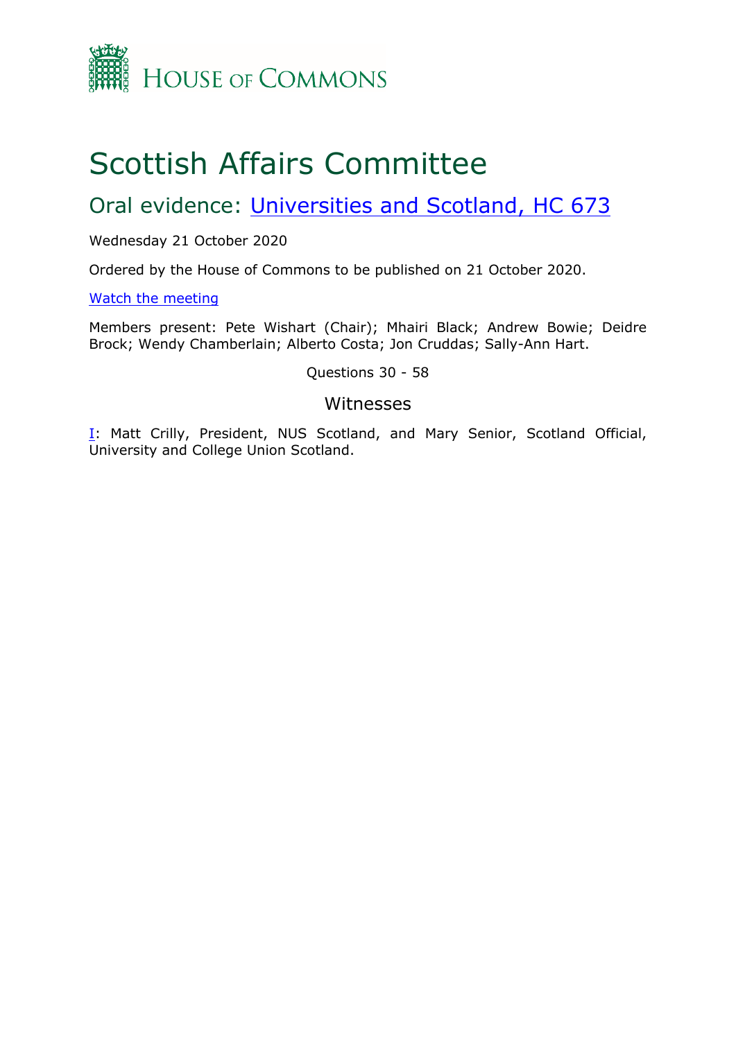HOUSE OF COMMONS

# Scottish Affairs Committee

## Oral evidence: Universities and Scotland, HC 673

Wednesday 21 October 2020

Ordered by the House of Commons to be published on 21 October 2020.

Watch the meeting

Members present: Pete Wishart (Chair); Mhairi Black; Andrew Bowie; Deidre Brock; Wendy Chamberlain; Alberto Costa; Jon Cruddas; Sally-Ann Hart.

Questions 30 - 58

### Witnesses

I: Matt Crilly, President, NUS Scotland, and Mary Senior, Scotland Official, University and College Union Scotland.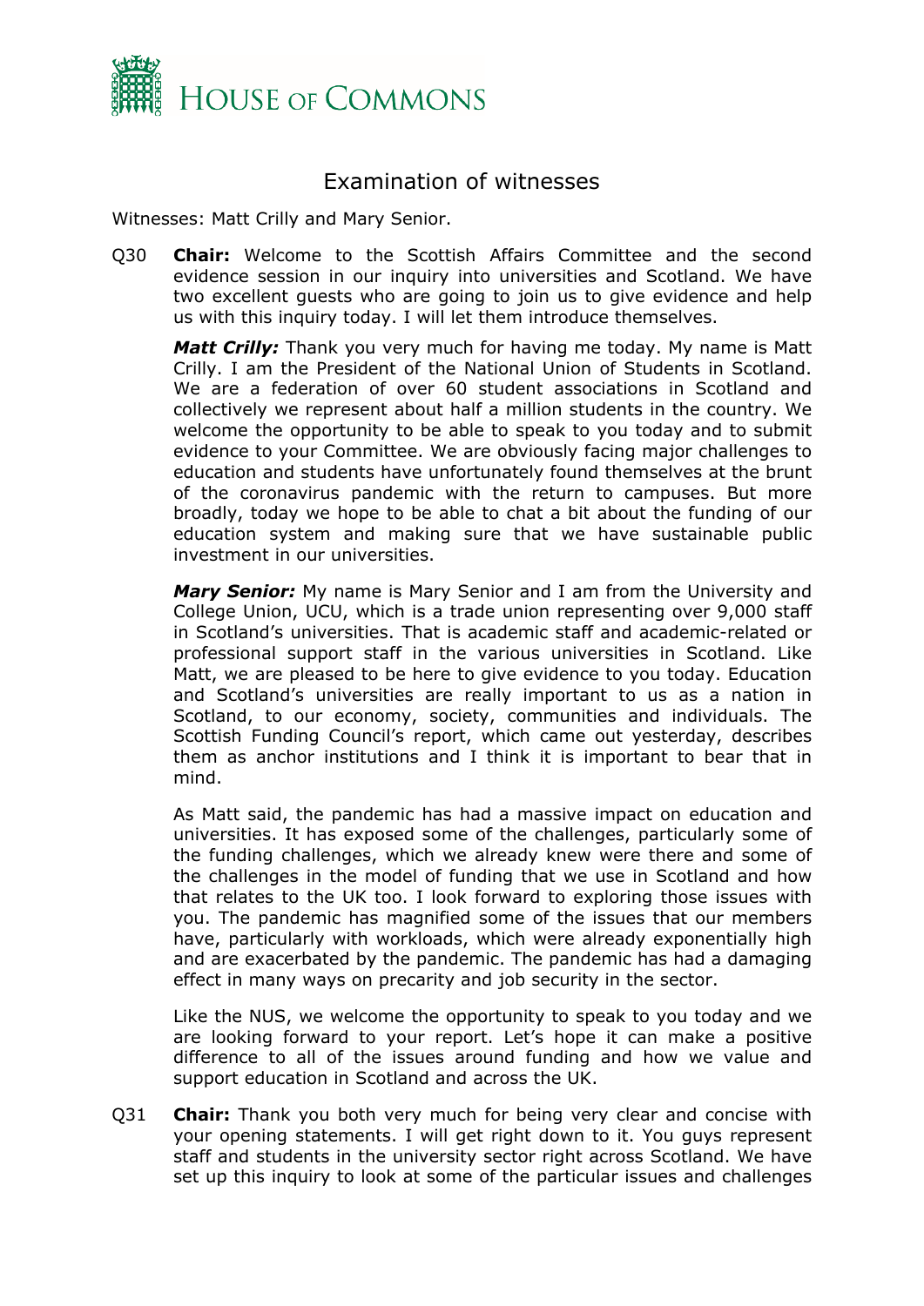## Examination of witnesses

Witnesses: Matt Crilly and Mary Senior.

Q30 **Chair:** Welcome to the Scottish Affairs Committee and the second evidence session in our inquiry into universities and Scotland. We have two excellent guests who are going to join us to give evidence and help us with this inquiry today. I will let them introduce themselves.

***Matt Crilly:*** Thank you very much for having me today. My name is Matt Crilly. I am the President of the National Union of Students in Scotland. We are a federation of over 60 student associations in Scotland and collectively we represent about half a million students in the country. We welcome the opportunity to be able to speak to you today and to submit evidence to your Committee. We are obviously facing major challenges to education and students have unfortunately found themselves at the brunt of the coronavirus pandemic with the return to campuses. But more broadly, today we hope to be able to chat a bit about the funding of our education system and making sure that we have sustainable public investment in our universities.

***Mary Senior:*** My name is Mary Senior and I am from the University and College Union, UCU, which is a trade union representing over 9,000 staff in Scotland's universities. That is academic staff and academic-related or professional support staff in the various universities in Scotland. Like Matt, we are pleased to be here to give evidence to you today. Education and Scotland's universities are really important to us as a nation in Scotland, to our economy, society, communities and individuals. The Scottish Funding Council's report, which came out yesterday, describes them as anchor institutions and I think it is important to bear that in mind.

As Matt said, the pandemic has had a massive impact on education and universities. It has exposed some of the challenges, particularly some of the funding challenges, which we already knew were there and some of the challenges in the model of funding that we use in Scotland and how that relates to the UK too. I look forward to exploring those issues with you. The pandemic has magnified some of the issues that our members have, particularly with workloads, which were already exponentially high and are exacerbated by the pandemic. The pandemic has had a damaging effect in many ways on precarity and job security in the sector.

Like the NUS, we welcome the opportunity to speak to you today and we are looking forward to your report. Let's hope it can make a positive difference to all of the issues around funding and how we value and support education in Scotland and across the UK.

Q31 **Chair:** Thank you both very much for being very clear and concise with your opening statements. I will get right down to it. You guys represent staff and students in the university sector right across Scotland. We have set up this inquiry to look at some of the particular issues and challenges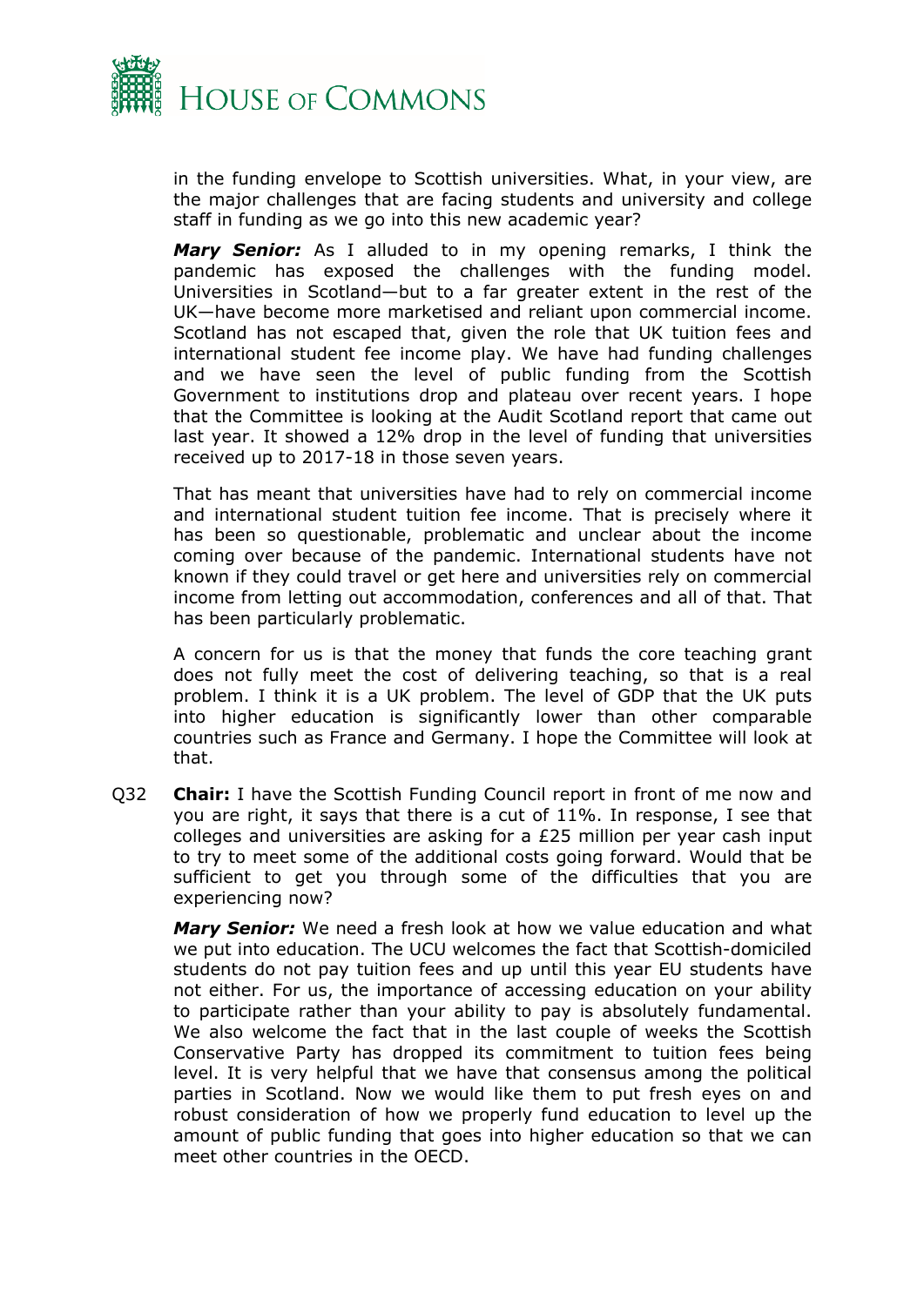in the funding envelope to Scottish universities. What, in your view, are the major challenges that are facing students and university and college staff in funding as we go into this new academic year?

***Mary Senior:*** As I alluded to in my opening remarks, I think the pandemic has exposed the challenges with the funding model. Universities in Scotland—but to a far greater extent in the rest of the UK—have become more marketised and reliant upon commercial income. Scotland has not escaped that, given the role that UK tuition fees and international student fee income play. We have had funding challenges and we have seen the level of public funding from the Scottish Government to institutions drop and plateau over recent years. I hope that the Committee is looking at the Audit Scotland report that came out last year. It showed a 12% drop in the level of funding that universities received up to 2017-18 in those seven years.

That has meant that universities have had to rely on commercial income and international student tuition fee income. That is precisely where it has been so questionable, problematic and unclear about the income coming over because of the pandemic. International students have not known if they could travel or get here and universities rely on commercial income from letting out accommodation, conferences and all of that. That has been particularly problematic.

A concern for us is that the money that funds the core teaching grant does not fully meet the cost of delivering teaching, so that is a real problem. I think it is a UK problem. The level of GDP that the UK puts into higher education is significantly lower than other comparable countries such as France and Germany. I hope the Committee will look at that.

Q32 **Chair:** I have the Scottish Funding Council report in front of me now and you are right, it says that there is a cut of 11%. In response, I see that colleges and universities are asking for a £25 million per year cash input to try to meet some of the additional costs going forward. Would that be sufficient to get you through some of the difficulties that you are experiencing now?

***Mary Senior:*** We need a fresh look at how we value education and what we put into education. The UCU welcomes the fact that Scottish-domiciled students do not pay tuition fees and up until this year EU students have not either. For us, the importance of accessing education on your ability to participate rather than your ability to pay is absolutely fundamental. We also welcome the fact that in the last couple of weeks the Scottish Conservative Party has dropped its commitment to tuition fees being level. It is very helpful that we have that consensus among the political parties in Scotland. Now we would like them to put fresh eyes on and robust consideration of how we properly fund education to level up the amount of public funding that goes into higher education so that we can meet other countries in the OECD.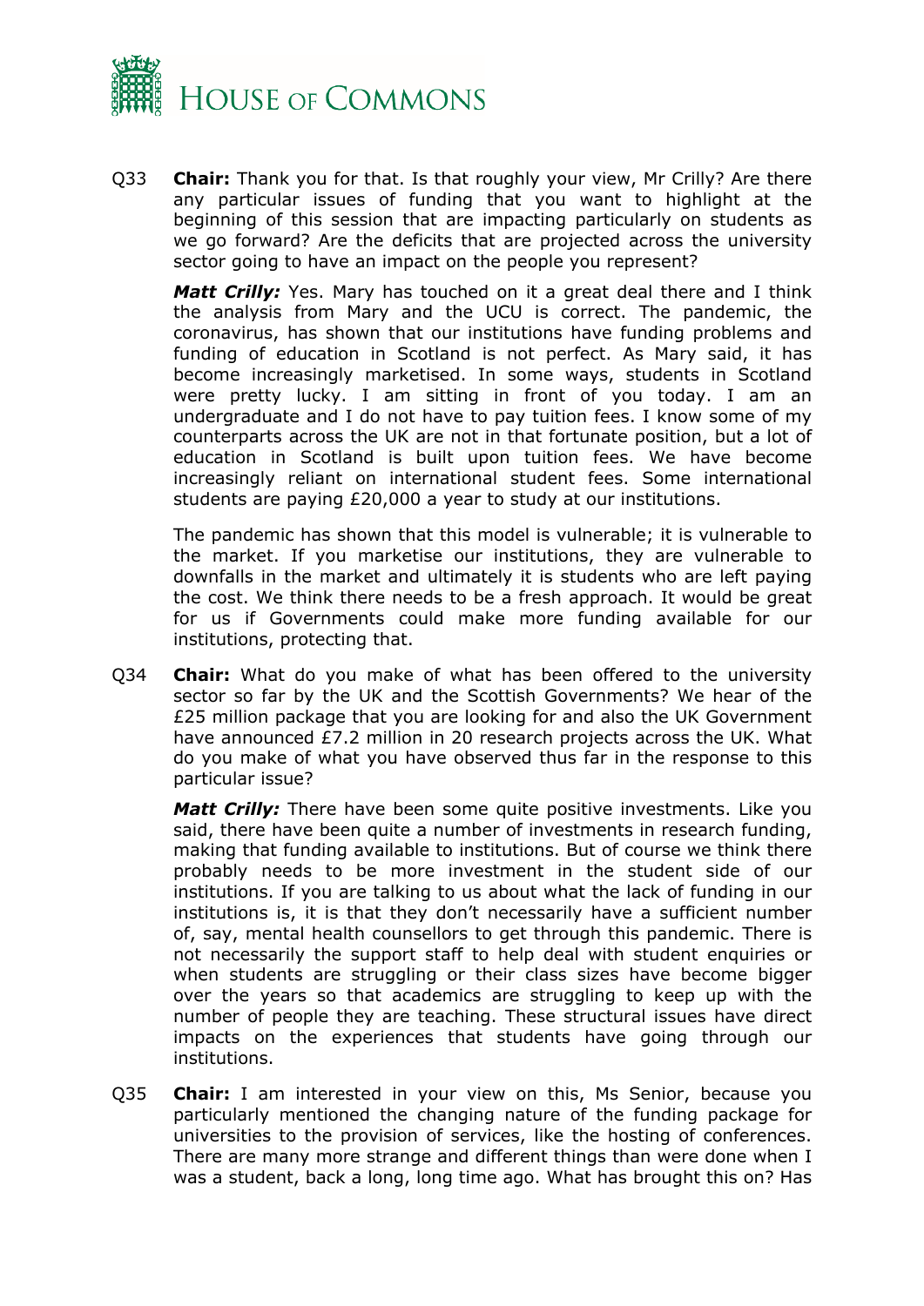Q33 **Chair:** Thank you for that. Is that roughly your view, Mr Crilly? Are there any particular issues of funding that you want to highlight at the beginning of this session that are impacting particularly on students as we go forward? Are the deficits that are projected across the university sector going to have an impact on the people you represent?

***Matt Crilly:*** Yes. Mary has touched on it a great deal there and I think the analysis from Mary and the UCU is correct. The pandemic, the coronavirus, has shown that our institutions have funding problems and funding of education in Scotland is not perfect. As Mary said, it has become increasingly marketised. In some ways, students in Scotland were pretty lucky. I am sitting in front of you today. I am an undergraduate and I do not have to pay tuition fees. I know some of my counterparts across the UK are not in that fortunate position, but a lot of education in Scotland is built upon tuition fees. We have become increasingly reliant on international student fees. Some international students are paying £20,000 a year to study at our institutions.

The pandemic has shown that this model is vulnerable; it is vulnerable to the market. If you marketise our institutions, they are vulnerable to downfalls in the market and ultimately it is students who are left paying the cost. We think there needs to be a fresh approach. It would be great for us if Governments could make more funding available for our institutions, protecting that.

Q34 **Chair:** What do you make of what has been offered to the university sector so far by the UK and the Scottish Governments? We hear of the £25 million package that you are looking for and also the UK Government have announced £7.2 million in 20 research projects across the UK. What do you make of what you have observed thus far in the response to this particular issue?

***Matt Crilly:*** There have been some quite positive investments. Like you said, there have been quite a number of investments in research funding, making that funding available to institutions. But of course we think there probably needs to be more investment in the student side of our institutions. If you are talking to us about what the lack of funding in our institutions is, it is that they don't necessarily have a sufficient number of, say, mental health counsellors to get through this pandemic. There is not necessarily the support staff to help deal with student enquiries or when students are struggling or their class sizes have become bigger over the years so that academics are struggling to keep up with the number of people they are teaching. These structural issues have direct impacts on the experiences that students have going through our institutions.

Q35 **Chair:** I am interested in your view on this, Ms Senior, because you particularly mentioned the changing nature of the funding package for universities to the provision of services, like the hosting of conferences. There are many more strange and different things than were done when I was a student, back a long, long time ago. What has brought this on? Has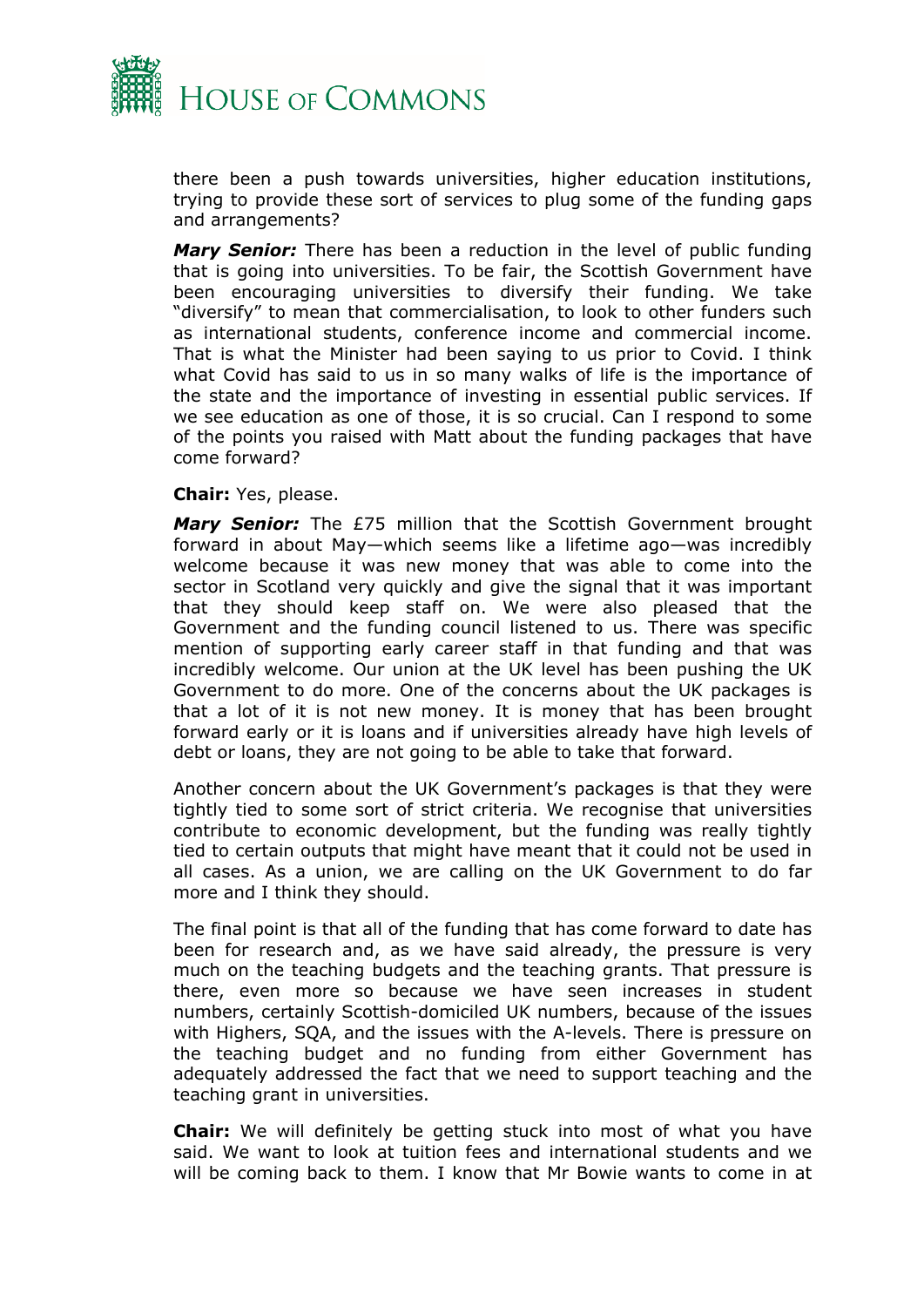there been a push towards universities, higher education institutions, trying to provide these sort of services to plug some of the funding gaps and arrangements?

***Mary Senior:*** There has been a reduction in the level of public funding that is going into universities. To be fair, the Scottish Government have been encouraging universities to diversify their funding. We take "diversify" to mean that commercialisation, to look to other funders such as international students, conference income and commercial income. That is what the Minister had been saying to us prior to Covid. I think what Covid has said to us in so many walks of life is the importance of the state and the importance of investing in essential public services. If we see education as one of those, it is so crucial. Can I respond to some of the points you raised with Matt about the funding packages that have come forward?

**Chair:** Yes, please.

***Mary Senior:*** The £75 million that the Scottish Government brought forward in about May—which seems like a lifetime ago—was incredibly welcome because it was new money that was able to come into the sector in Scotland very quickly and give the signal that it was important that they should keep staff on. We were also pleased that the Government and the funding council listened to us. There was specific mention of supporting early career staff in that funding and that was incredibly welcome. Our union at the UK level has been pushing the UK Government to do more. One of the concerns about the UK packages is that a lot of it is not new money. It is money that has been brought forward early or it is loans and if universities already have high levels of debt or loans, they are not going to be able to take that forward.

Another concern about the UK Government's packages is that they were tightly tied to some sort of strict criteria. We recognise that universities contribute to economic development, but the funding was really tightly tied to certain outputs that might have meant that it could not be used in all cases. As a union, we are calling on the UK Government to do far more and I think they should.

The final point is that all of the funding that has come forward to date has been for research and, as we have said already, the pressure is very much on the teaching budgets and the teaching grants. That pressure is there, even more so because we have seen increases in student numbers, certainly Scottish-domiciled UK numbers, because of the issues with Highers, SQA, and the issues with the A-levels. There is pressure on the teaching budget and no funding from either Government has adequately addressed the fact that we need to support teaching and the teaching grant in universities.

**Chair:** We will definitely be getting stuck into most of what you have said. We want to look at tuition fees and international students and we will be coming back to them. I know that Mr Bowie wants to come in at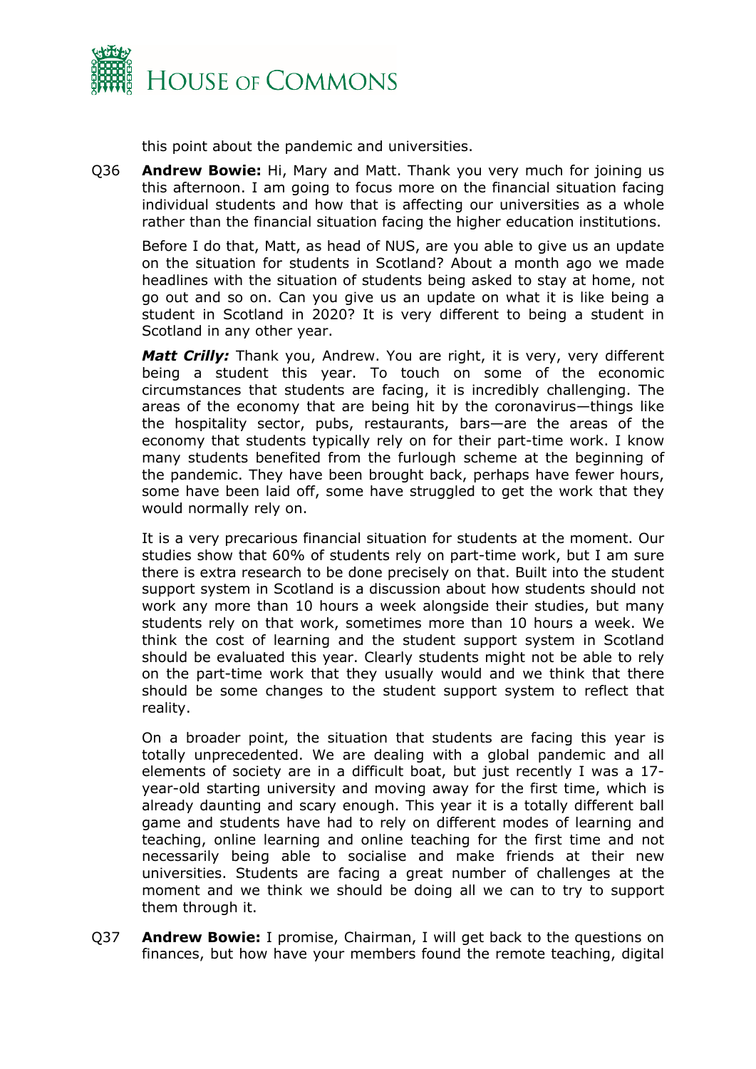this point about the pandemic and universities.

Q36 **Andrew Bowie:** Hi, Mary and Matt. Thank you very much for joining us this afternoon. I am going to focus more on the financial situation facing individual students and how that is affecting our universities as a whole rather than the financial situation facing the higher education institutions.

Before I do that, Matt, as head of NUS, are you able to give us an update on the situation for students in Scotland? About a month ago we made headlines with the situation of students being asked to stay at home, not go out and so on. Can you give us an update on what it is like being a student in Scotland in 2020? It is very different to being a student in Scotland in any other year.

***Matt Crilly:*** Thank you, Andrew. You are right, it is very, very different being a student this year. To touch on some of the economic circumstances that students are facing, it is incredibly challenging. The areas of the economy that are being hit by the coronavirus—things like the hospitality sector, pubs, restaurants, bars—are the areas of the economy that students typically rely on for their part-time work. I know many students benefited from the furlough scheme at the beginning of the pandemic. They have been brought back, perhaps have fewer hours, some have been laid off, some have struggled to get the work that they would normally rely on.

It is a very precarious financial situation for students at the moment. Our studies show that 60% of students rely on part-time work, but I am sure there is extra research to be done precisely on that. Built into the student support system in Scotland is a discussion about how students should not work any more than 10 hours a week alongside their studies, but many students rely on that work, sometimes more than 10 hours a week. We think the cost of learning and the student support system in Scotland should be evaluated this year. Clearly students might not be able to rely on the part-time work that they usually would and we think that there should be some changes to the student support system to reflect that reality.

On a broader point, the situation that students are facing this year is totally unprecedented. We are dealing with a global pandemic and all elements of society are in a difficult boat, but just recently I was a 17-year-old starting university and moving away for the first time, which is already daunting and scary enough. This year it is a totally different ball game and students have had to rely on different modes of learning and teaching, online learning and online teaching for the first time and not necessarily being able to socialise and make friends at their new universities. Students are facing a great number of challenges at the moment and we think we should be doing all we can to try to support them through it.

Q37 **Andrew Bowie:** I promise, Chairman, I will get back to the questions on finances, but how have your members found the remote teaching, digital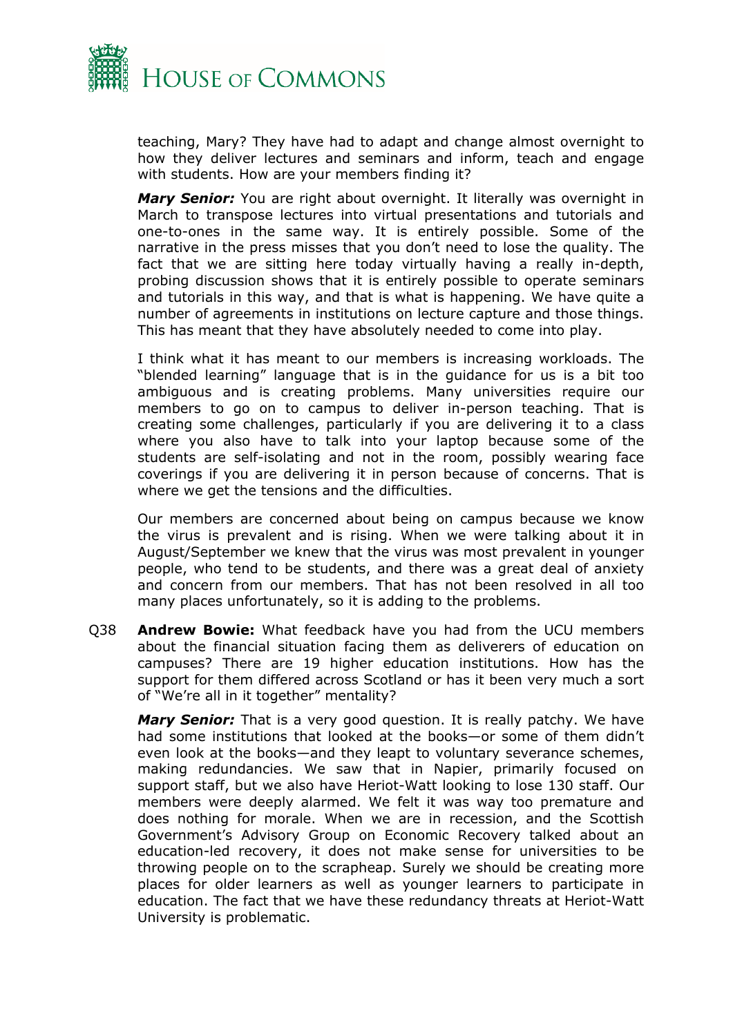teaching, Mary? They have had to adapt and change almost overnight to how they deliver lectures and seminars and inform, teach and engage with students. How are your members finding it?

***Mary Senior:*** You are right about overnight. It literally was overnight in March to transpose lectures into virtual presentations and tutorials and one-to-ones in the same way. It is entirely possible. Some of the narrative in the press misses that you don't need to lose the quality. The fact that we are sitting here today virtually having a really in-depth, probing discussion shows that it is entirely possible to operate seminars and tutorials in this way, and that is what is happening. We have quite a number of agreements in institutions on lecture capture and those things. This has meant that they have absolutely needed to come into play.

I think what it has meant to our members is increasing workloads. The "blended learning" language that is in the guidance for us is a bit too ambiguous and is creating problems. Many universities require our members to go on to campus to deliver in-person teaching. That is creating some challenges, particularly if you are delivering it to a class where you also have to talk into your laptop because some of the students are self-isolating and not in the room, possibly wearing face coverings if you are delivering it in person because of concerns. That is where we get the tensions and the difficulties.

Our members are concerned about being on campus because we know the virus is prevalent and is rising. When we were talking about it in August/September we knew that the virus was most prevalent in younger people, who tend to be students, and there was a great deal of anxiety and concern from our members. That has not been resolved in all too many places unfortunately, so it is adding to the problems.

Q38 **Andrew Bowie:** What feedback have you had from the UCU members about the financial situation facing them as deliverers of education on campuses? There are 19 higher education institutions. How has the support for them differed across Scotland or has it been very much a sort of "We're all in it together" mentality?

***Mary Senior:*** That is a very good question. It is really patchy. We have had some institutions that looked at the books—or some of them didn't even look at the books—and they leapt to voluntary severance schemes, making redundancies. We saw that in Napier, primarily focused on support staff, but we also have Heriot-Watt looking to lose 130 staff. Our members were deeply alarmed. We felt it was way too premature and does nothing for morale. When we are in recession, and the Scottish Government's Advisory Group on Economic Recovery talked about an education-led recovery, it does not make sense for universities to be throwing people on to the scrapheap. Surely we should be creating more places for older learners as well as younger learners to participate in education. The fact that we have these redundancy threats at Heriot-Watt University is problematic.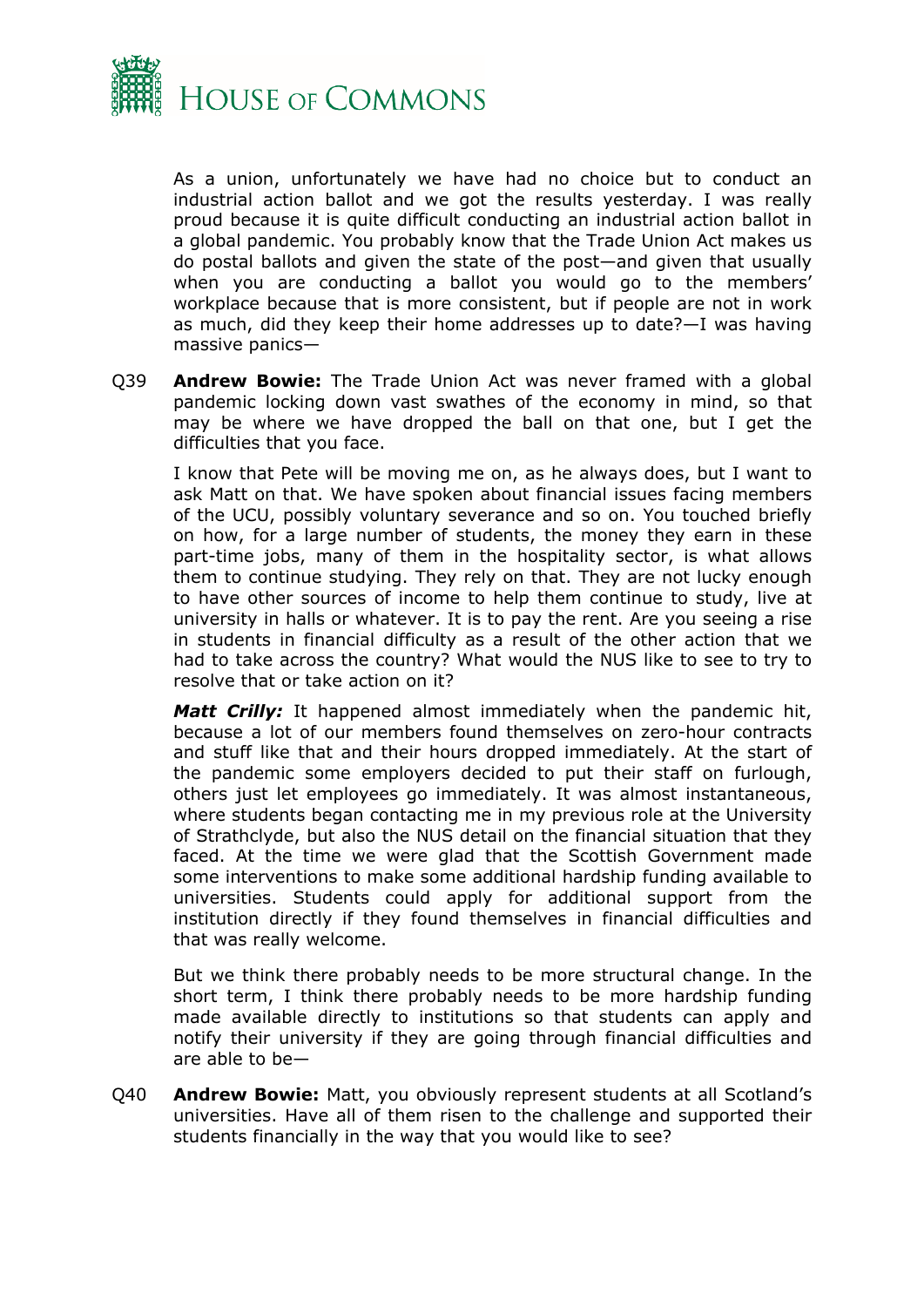As a union, unfortunately we have had no choice but to conduct an industrial action ballot and we got the results yesterday. I was really proud because it is quite difficult conducting an industrial action ballot in a global pandemic. You probably know that the Trade Union Act makes us do postal ballots and given the state of the post—and given that usually when you are conducting a ballot you would go to the members' workplace because that is more consistent, but if people are not in work as much, did they keep their home addresses up to date?—I was having massive panics—

Q39 **Andrew Bowie:** The Trade Union Act was never framed with a global pandemic locking down vast swathes of the economy in mind, so that may be where we have dropped the ball on that one, but I get the difficulties that you face.

I know that Pete will be moving me on, as he always does, but I want to ask Matt on that. We have spoken about financial issues facing members of the UCU, possibly voluntary severance and so on. You touched briefly on how, for a large number of students, the money they earn in these part-time jobs, many of them in the hospitality sector, is what allows them to continue studying. They rely on that. They are not lucky enough to have other sources of income to help them continue to study, live at university in halls or whatever. It is to pay the rent. Are you seeing a rise in students in financial difficulty as a result of the other action that we had to take across the country? What would the NUS like to see to try to resolve that or take action on it?

***Matt Crilly:*** It happened almost immediately when the pandemic hit, because a lot of our members found themselves on zero-hour contracts and stuff like that and their hours dropped immediately. At the start of the pandemic some employers decided to put their staff on furlough, others just let employees go immediately. It was almost instantaneous, where students began contacting me in my previous role at the University of Strathclyde, but also the NUS detail on the financial situation that they faced. At the time we were glad that the Scottish Government made some interventions to make some additional hardship funding available to universities. Students could apply for additional support from the institution directly if they found themselves in financial difficulties and that was really welcome.

But we think there probably needs to be more structural change. In the short term, I think there probably needs to be more hardship funding made available directly to institutions so that students can apply and notify their university if they are going through financial difficulties and are able to be—

Q40 **Andrew Bowie:** Matt, you obviously represent students at all Scotland's universities. Have all of them risen to the challenge and supported their students financially in the way that you would like to see?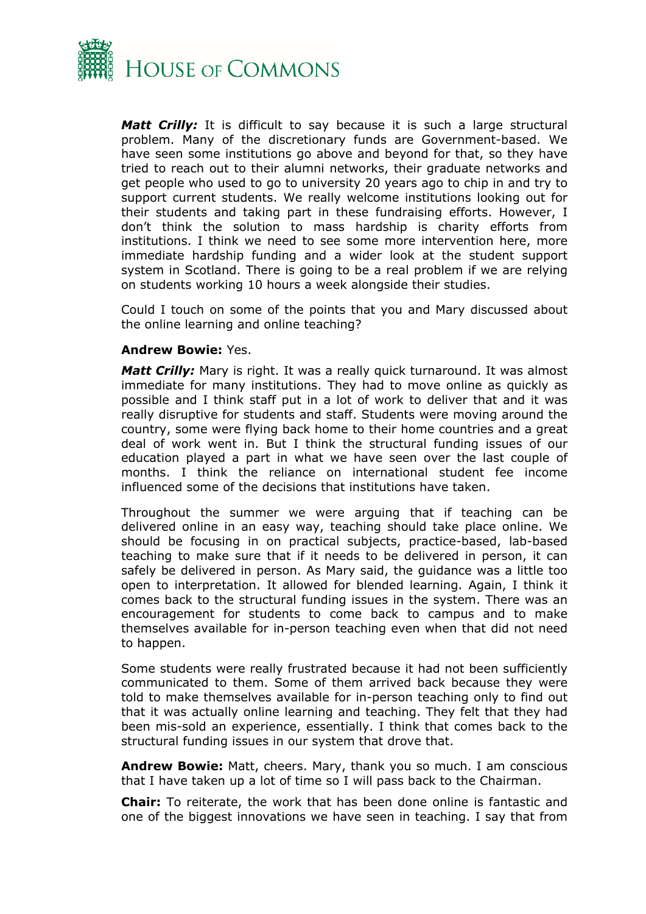***Matt Crilly:*** It is difficult to say because it is such a large structural problem. Many of the discretionary funds are Government-based. We have seen some institutions go above and beyond for that, so they have tried to reach out to their alumni networks, their graduate networks and get people who used to go to university 20 years ago to chip in and try to support current students. We really welcome institutions looking out for their students and taking part in these fundraising efforts. However, I don't think the solution to mass hardship is charity efforts from institutions. I think we need to see some more intervention here, more immediate hardship funding and a wider look at the student support system in Scotland. There is going to be a real problem if we are relying on students working 10 hours a week alongside their studies.

Could I touch on some of the points that you and Mary discussed about the online learning and online teaching?

**Andrew Bowie:** Yes.

***Matt Crilly:*** Mary is right. It was a really quick turnaround. It was almost immediate for many institutions. They had to move online as quickly as possible and I think staff put in a lot of work to deliver that and it was really disruptive for students and staff. Students were moving around the country, some were flying back home to their home countries and a great deal of work went in. But I think the structural funding issues of our education played a part in what we have seen over the last couple of months. I think the reliance on international student fee income influenced some of the decisions that institutions have taken.

Throughout the summer we were arguing that if teaching can be delivered online in an easy way, teaching should take place online. We should be focusing in on practical subjects, practice-based, lab-based teaching to make sure that if it needs to be delivered in person, it can safely be delivered in person. As Mary said, the guidance was a little too open to interpretation. It allowed for blended learning. Again, I think it comes back to the structural funding issues in the system. There was an encouragement for students to come back to campus and to make themselves available for in-person teaching even when that did not need to happen.

Some students were really frustrated because it had not been sufficiently communicated to them. Some of them arrived back because they were told to make themselves available for in-person teaching only to find out that it was actually online learning and teaching. They felt that they had been mis-sold an experience, essentially. I think that comes back to the structural funding issues in our system that drove that.

**Andrew Bowie:** Matt, cheers. Mary, thank you so much. I am conscious that I have taken up a lot of time so I will pass back to the Chairman.

**Chair:** To reiterate, the work that has been done online is fantastic and one of the biggest innovations we have seen in teaching. I say that from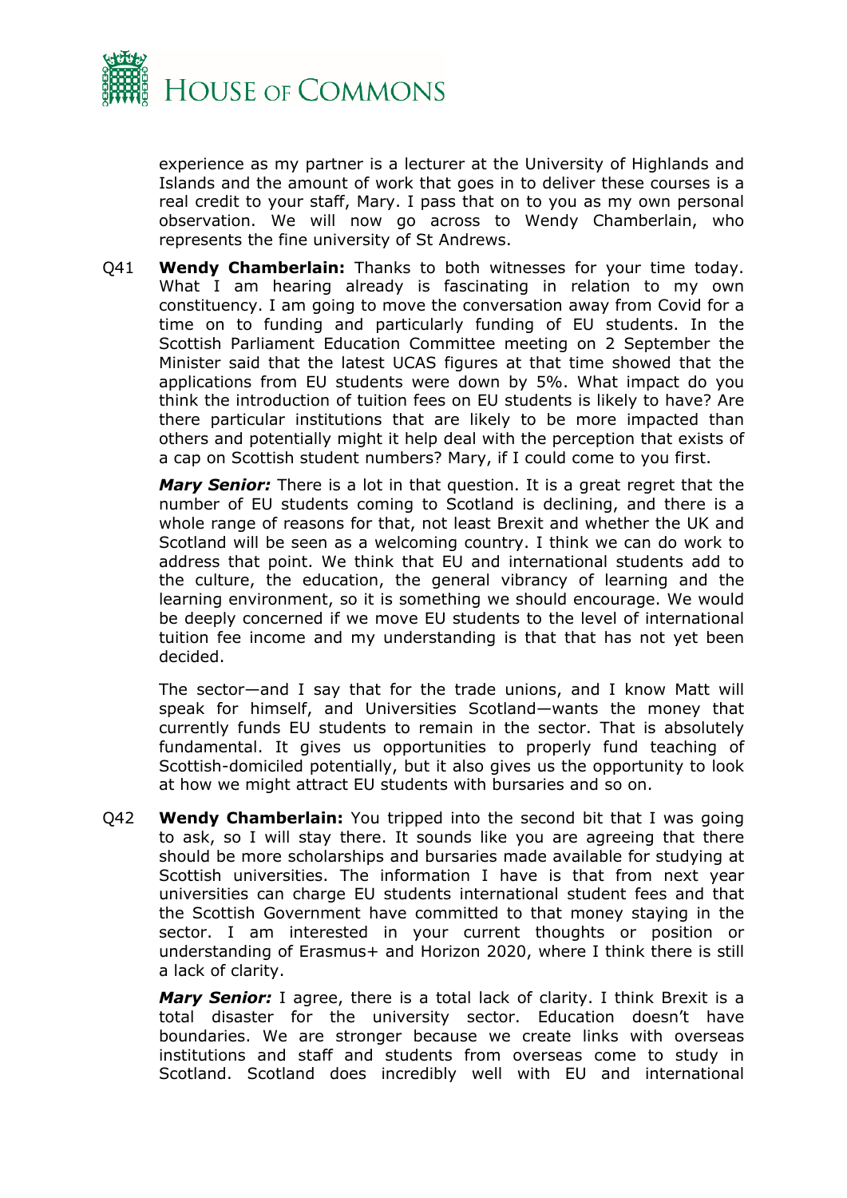experience as my partner is a lecturer at the University of Highlands and Islands and the amount of work that goes in to deliver these courses is a real credit to your staff, Mary. I pass that on to you as my own personal observation. We will now go across to Wendy Chamberlain, who represents the fine university of St Andrews.

Q41 **Wendy Chamberlain:** Thanks to both witnesses for your time today. What I am hearing already is fascinating in relation to my own constituency. I am going to move the conversation away from Covid for a time on to funding and particularly funding of EU students. In the Scottish Parliament Education Committee meeting on 2 September the Minister said that the latest UCAS figures at that time showed that the applications from EU students were down by 5%. What impact do you think the introduction of tuition fees on EU students is likely to have? Are there particular institutions that are likely to be more impacted than others and potentially might it help deal with the perception that exists of a cap on Scottish student numbers? Mary, if I could come to you first.

***Mary Senior:*** There is a lot in that question. It is a great regret that the number of EU students coming to Scotland is declining, and there is a whole range of reasons for that, not least Brexit and whether the UK and Scotland will be seen as a welcoming country. I think we can do work to address that point. We think that EU and international students add to the culture, the education, the general vibrancy of learning and the learning environment, so it is something we should encourage. We would be deeply concerned if we move EU students to the level of international tuition fee income and my understanding is that that has not yet been decided.

The sector—and I say that for the trade unions, and I know Matt will speak for himself, and Universities Scotland—wants the money that currently funds EU students to remain in the sector. That is absolutely fundamental. It gives us opportunities to properly fund teaching of Scottish-domiciled potentially, but it also gives us the opportunity to look at how we might attract EU students with bursaries and so on.

Q42 **Wendy Chamberlain:** You tripped into the second bit that I was going to ask, so I will stay there. It sounds like you are agreeing that there should be more scholarships and bursaries made available for studying at Scottish universities. The information I have is that from next year universities can charge EU students international student fees and that the Scottish Government have committed to that money staying in the sector. I am interested in your current thoughts or position or understanding of Erasmus+ and Horizon 2020, where I think there is still a lack of clarity.

***Mary Senior:*** I agree, there is a total lack of clarity. I think Brexit is a total disaster for the university sector. Education doesn't have boundaries. We are stronger because we create links with overseas institutions and staff and students from overseas come to study in Scotland. Scotland does incredibly well with EU and international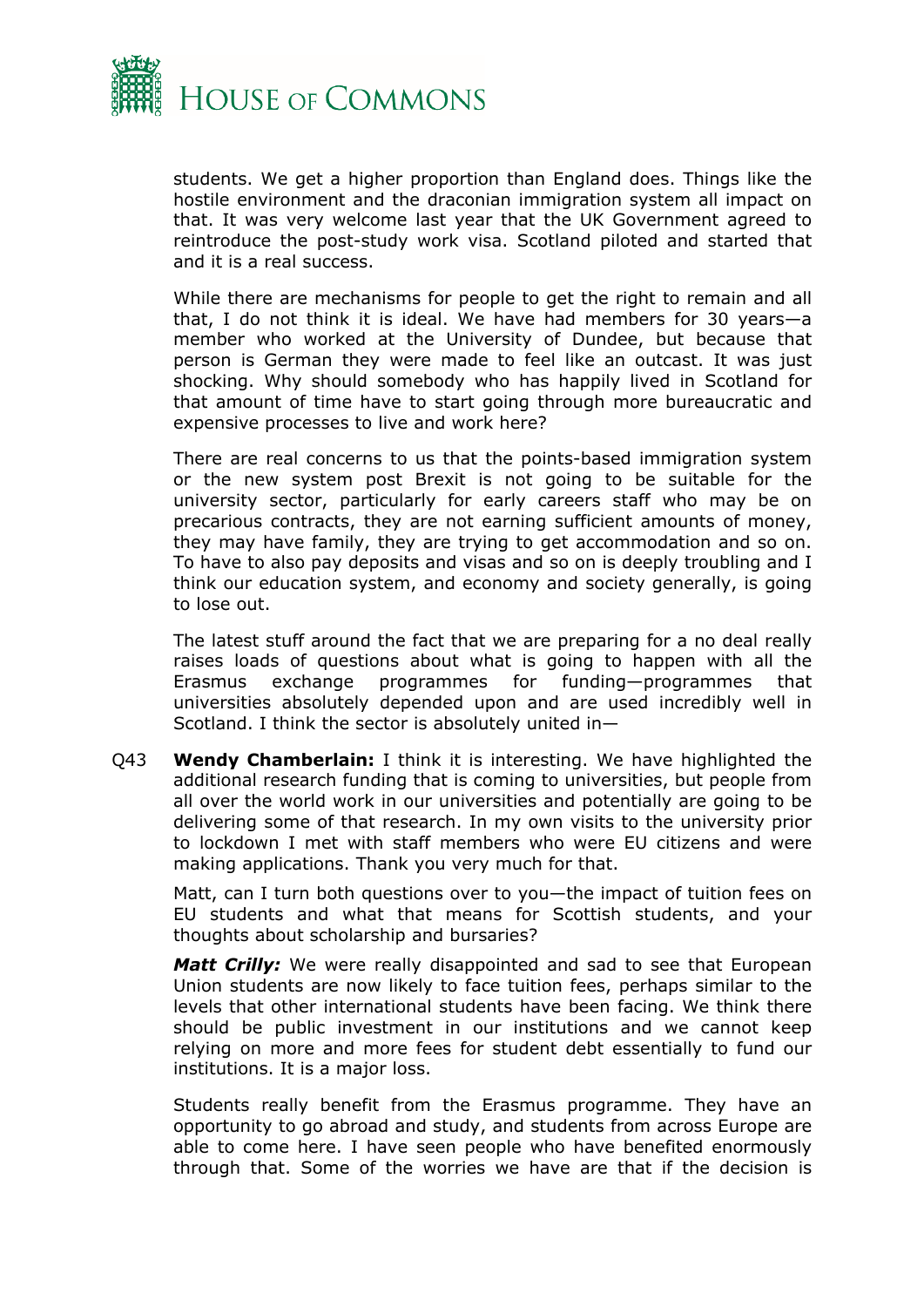students. We get a higher proportion than England does. Things like the hostile environment and the draconian immigration system all impact on that. It was very welcome last year that the UK Government agreed to reintroduce the post-study work visa. Scotland piloted and started that and it is a real success.

While there are mechanisms for people to get the right to remain and all that, I do not think it is ideal. We have had members for 30 years—a member who worked at the University of Dundee, but because that person is German they were made to feel like an outcast. It was just shocking. Why should somebody who has happily lived in Scotland for that amount of time have to start going through more bureaucratic and expensive processes to live and work here?

There are real concerns to us that the points-based immigration system or the new system post Brexit is not going to be suitable for the university sector, particularly for early careers staff who may be on precarious contracts, they are not earning sufficient amounts of money, they may have family, they are trying to get accommodation and so on. To have to also pay deposits and visas and so on is deeply troubling and I think our education system, and economy and society generally, is going to lose out.

The latest stuff around the fact that we are preparing for a no deal really raises loads of questions about what is going to happen with all the Erasmus exchange programmes for funding—programmes that universities absolutely depended upon and are used incredibly well in Scotland. I think the sector is absolutely united in—

Q43 **Wendy Chamberlain:** I think it is interesting. We have highlighted the additional research funding that is coming to universities, but people from all over the world work in our universities and potentially are going to be delivering some of that research. In my own visits to the university prior to lockdown I met with staff members who were EU citizens and were making applications. Thank you very much for that.

Matt, can I turn both questions over to you—the impact of tuition fees on EU students and what that means for Scottish students, and your thoughts about scholarship and bursaries?

***Matt Crilly:*** We were really disappointed and sad to see that European Union students are now likely to face tuition fees, perhaps similar to the levels that other international students have been facing. We think there should be public investment in our institutions and we cannot keep relying on more and more fees for student debt essentially to fund our institutions. It is a major loss.

Students really benefit from the Erasmus programme. They have an opportunity to go abroad and study, and students from across Europe are able to come here. I have seen people who have benefited enormously through that. Some of the worries we have are that if the decision is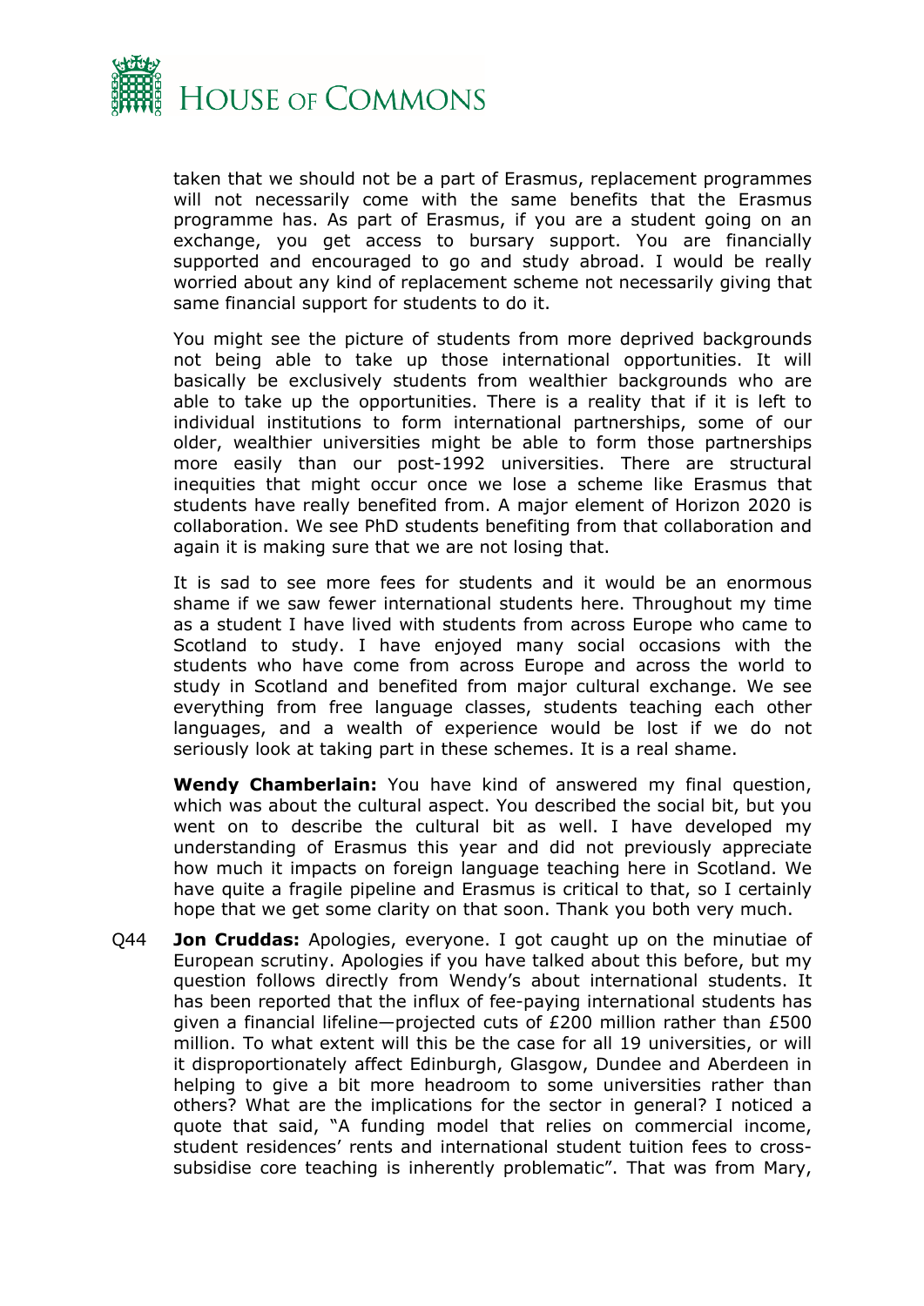taken that we should not be a part of Erasmus, replacement programmes will not necessarily come with the same benefits that the Erasmus programme has. As part of Erasmus, if you are a student going on an exchange, you get access to bursary support. You are financially supported and encouraged to go and study abroad. I would be really worried about any kind of replacement scheme not necessarily giving that same financial support for students to do it.

You might see the picture of students from more deprived backgrounds not being able to take up those international opportunities. It will basically be exclusively students from wealthier backgrounds who are able to take up the opportunities. There is a reality that if it is left to individual institutions to form international partnerships, some of our older, wealthier universities might be able to form those partnerships more easily than our post-1992 universities. There are structural inequities that might occur once we lose a scheme like Erasmus that students have really benefited from. A major element of Horizon 2020 is collaboration. We see PhD students benefiting from that collaboration and again it is making sure that we are not losing that.

It is sad to see more fees for students and it would be an enormous shame if we saw fewer international students here. Throughout my time as a student I have lived with students from across Europe who came to Scotland to study. I have enjoyed many social occasions with the students who have come from across Europe and across the world to study in Scotland and benefited from major cultural exchange. We see everything from free language classes, students teaching each other languages, and a wealth of experience would be lost if we do not seriously look at taking part in these schemes. It is a real shame.

**Wendy Chamberlain:** You have kind of answered my final question, which was about the cultural aspect. You described the social bit, but you went on to describe the cultural bit as well. I have developed my understanding of Erasmus this year and did not previously appreciate how much it impacts on foreign language teaching here in Scotland. We have quite a fragile pipeline and Erasmus is critical to that, so I certainly hope that we get some clarity on that soon. Thank you both very much.

Q44 **Jon Cruddas:** Apologies, everyone. I got caught up on the minutiae of European scrutiny. Apologies if you have talked about this before, but my question follows directly from Wendy's about international students. It has been reported that the influx of fee-paying international students has given a financial lifeline—projected cuts of £200 million rather than £500 million. To what extent will this be the case for all 19 universities, or will it disproportionately affect Edinburgh, Glasgow, Dundee and Aberdeen in helping to give a bit more headroom to some universities rather than others? What are the implications for the sector in general? I noticed a quote that said, "A funding model that relies on commercial income, student residences' rents and international student tuition fees to cross-subsidise core teaching is inherently problematic". That was from Mary,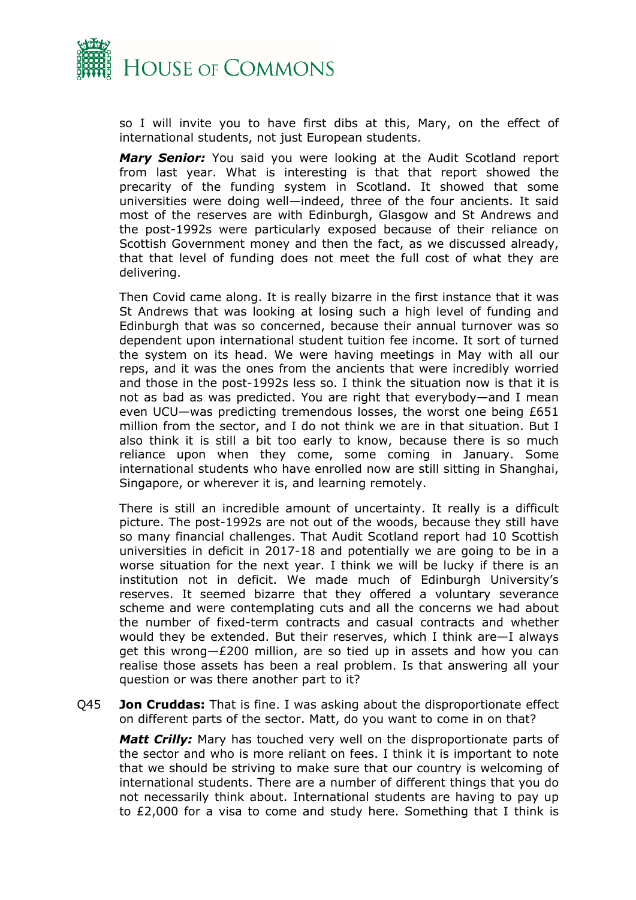so I will invite you to have first dibs at this, Mary, on the effect of international students, not just European students.

***Mary Senior:*** You said you were looking at the Audit Scotland report from last year. What is interesting is that that report showed the precarity of the funding system in Scotland. It showed that some universities were doing well—indeed, three of the four ancients. It said most of the reserves are with Edinburgh, Glasgow and St Andrews and the post-1992s were particularly exposed because of their reliance on Scottish Government money and then the fact, as we discussed already, that that level of funding does not meet the full cost of what they are delivering.

Then Covid came along. It is really bizarre in the first instance that it was St Andrews that was looking at losing such a high level of funding and Edinburgh that was so concerned, because their annual turnover was so dependent upon international student tuition fee income. It sort of turned the system on its head. We were having meetings in May with all our reps, and it was the ones from the ancients that were incredibly worried and those in the post-1992s less so. I think the situation now is that it is not as bad as was predicted. You are right that everybody—and I mean even UCU—was predicting tremendous losses, the worst one being £651 million from the sector, and I do not think we are in that situation. But I also think it is still a bit too early to know, because there is so much reliance upon when they come, some coming in January. Some international students who have enrolled now are still sitting in Shanghai, Singapore, or wherever it is, and learning remotely.

There is still an incredible amount of uncertainty. It really is a difficult picture. The post-1992s are not out of the woods, because they still have so many financial challenges. That Audit Scotland report had 10 Scottish universities in deficit in 2017-18 and potentially we are going to be in a worse situation for the next year. I think we will be lucky if there is an institution not in deficit. We made much of Edinburgh University's reserves. It seemed bizarre that they offered a voluntary severance scheme and were contemplating cuts and all the concerns we had about the number of fixed-term contracts and casual contracts and whether would they be extended. But their reserves, which I think are—I always get this wrong—£200 million, are so tied up in assets and how you can realise those assets has been a real problem. Is that answering all your question or was there another part to it?

Q45 **Jon Cruddas:** That is fine. I was asking about the disproportionate effect on different parts of the sector. Matt, do you want to come in on that?

***Matt Crilly:*** Mary has touched very well on the disproportionate parts of the sector and who is more reliant on fees. I think it is important to note that we should be striving to make sure that our country is welcoming of international students. There are a number of different things that you do not necessarily think about. International students are having to pay up to £2,000 for a visa to come and study here. Something that I think is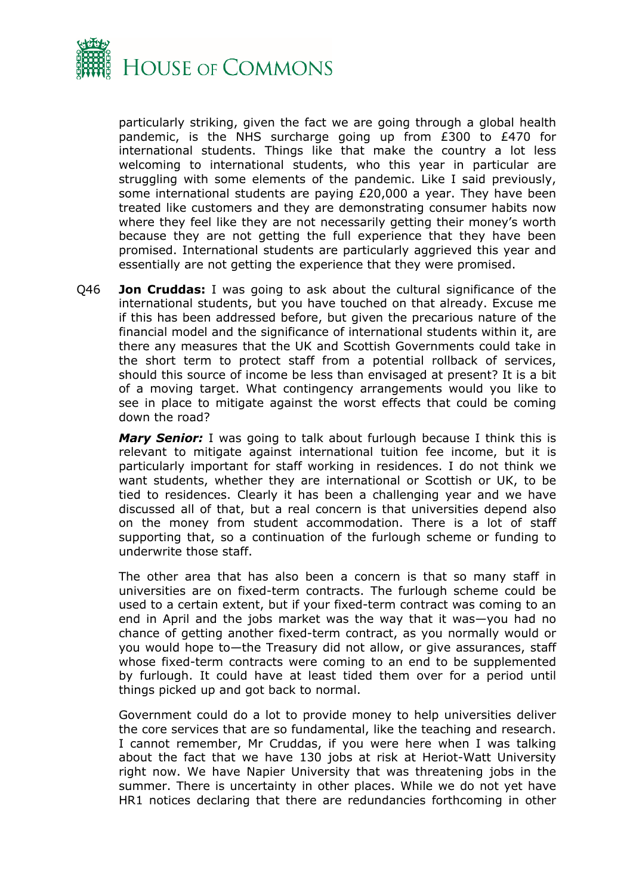particularly striking, given the fact we are going through a global health pandemic, is the NHS surcharge going up from £300 to £470 for international students. Things like that make the country a lot less welcoming to international students, who this year in particular are struggling with some elements of the pandemic. Like I said previously, some international students are paying £20,000 a year. They have been treated like customers and they are demonstrating consumer habits now where they feel like they are not necessarily getting their money's worth because they are not getting the full experience that they have been promised. International students are particularly aggrieved this year and essentially are not getting the experience that they were promised.

Q46 **Jon Cruddas:** I was going to ask about the cultural significance of the international students, but you have touched on that already. Excuse me if this has been addressed before, but given the precarious nature of the financial model and the significance of international students within it, are there any measures that the UK and Scottish Governments could take in the short term to protect staff from a potential rollback of services, should this source of income be less than envisaged at present? It is a bit of a moving target. What contingency arrangements would you like to see in place to mitigate against the worst effects that could be coming down the road?

***Mary Senior:*** I was going to talk about furlough because I think this is relevant to mitigate against international tuition fee income, but it is particularly important for staff working in residences. I do not think we want students, whether they are international or Scottish or UK, to be tied to residences. Clearly it has been a challenging year and we have discussed all of that, but a real concern is that universities depend also on the money from student accommodation. There is a lot of staff supporting that, so a continuation of the furlough scheme or funding to underwrite those staff.

The other area that has also been a concern is that so many staff in universities are on fixed-term contracts. The furlough scheme could be used to a certain extent, but if your fixed-term contract was coming to an end in April and the jobs market was the way that it was—you had no chance of getting another fixed-term contract, as you normally would or you would hope to—the Treasury did not allow, or give assurances, staff whose fixed-term contracts were coming to an end to be supplemented by furlough. It could have at least tided them over for a period until things picked up and got back to normal.

Government could do a lot to provide money to help universities deliver the core services that are so fundamental, like the teaching and research. I cannot remember, Mr Cruddas, if you were here when I was talking about the fact that we have 130 jobs at risk at Heriot-Watt University right now. We have Napier University that was threatening jobs in the summer. There is uncertainty in other places. While we do not yet have HR1 notices declaring that there are redundancies forthcoming in other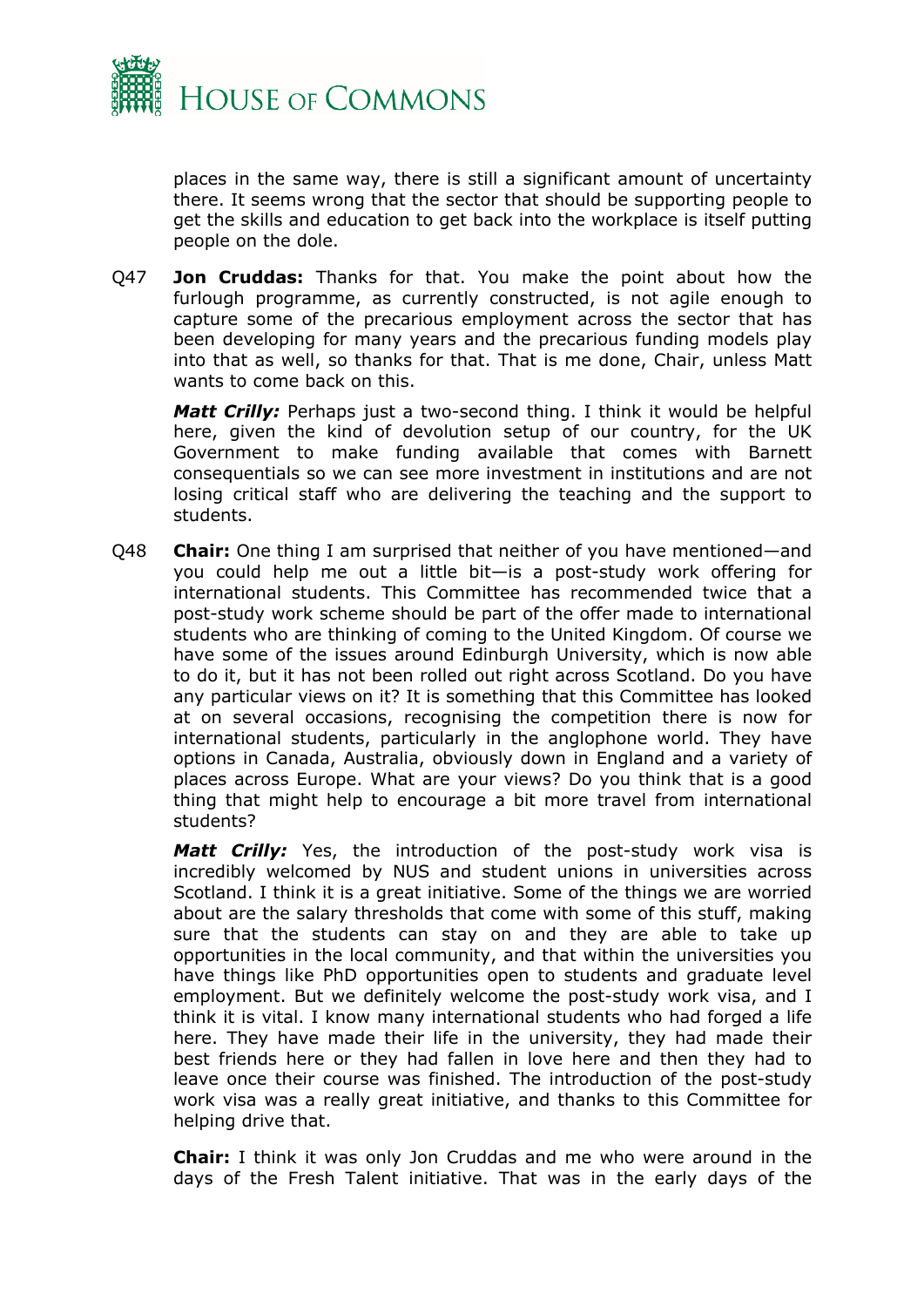places in the same way, there is still a significant amount of uncertainty there. It seems wrong that the sector that should be supporting people to get the skills and education to get back into the workplace is itself putting people on the dole.

Q47 **Jon Cruddas:** Thanks for that. You make the point about how the furlough programme, as currently constructed, is not agile enough to capture some of the precarious employment across the sector that has been developing for many years and the precarious funding models play into that as well, so thanks for that. That is me done, Chair, unless Matt wants to come back on this.

***Matt Crilly:*** Perhaps just a two-second thing. I think it would be helpful here, given the kind of devolution setup of our country, for the UK Government to make funding available that comes with Barnett consequentials so we can see more investment in institutions and are not losing critical staff who are delivering the teaching and the support to students.

Q48 **Chair:** One thing I am surprised that neither of you have mentioned—and you could help me out a little bit—is a post-study work offering for international students. This Committee has recommended twice that a post-study work scheme should be part of the offer made to international students who are thinking of coming to the United Kingdom. Of course we have some of the issues around Edinburgh University, which is now able to do it, but it has not been rolled out right across Scotland. Do you have any particular views on it? It is something that this Committee has looked at on several occasions, recognising the competition there is now for international students, particularly in the anglophone world. They have options in Canada, Australia, obviously down in England and a variety of places across Europe. What are your views? Do you think that is a good thing that might help to encourage a bit more travel from international students?

***Matt Crilly:*** Yes, the introduction of the post-study work visa is incredibly welcomed by NUS and student unions in universities across Scotland. I think it is a great initiative. Some of the things we are worried about are the salary thresholds that come with some of this stuff, making sure that the students can stay on and they are able to take up opportunities in the local community, and that within the universities you have things like PhD opportunities open to students and graduate level employment. But we definitely welcome the post-study work visa, and I think it is vital. I know many international students who had forged a life here. They have made their life in the university, they had made their best friends here or they had fallen in love here and then they had to leave once their course was finished. The introduction of the post-study work visa was a really great initiative, and thanks to this Committee for helping drive that.

**Chair:** I think it was only Jon Cruddas and me who were around in the days of the Fresh Talent initiative. That was in the early days of the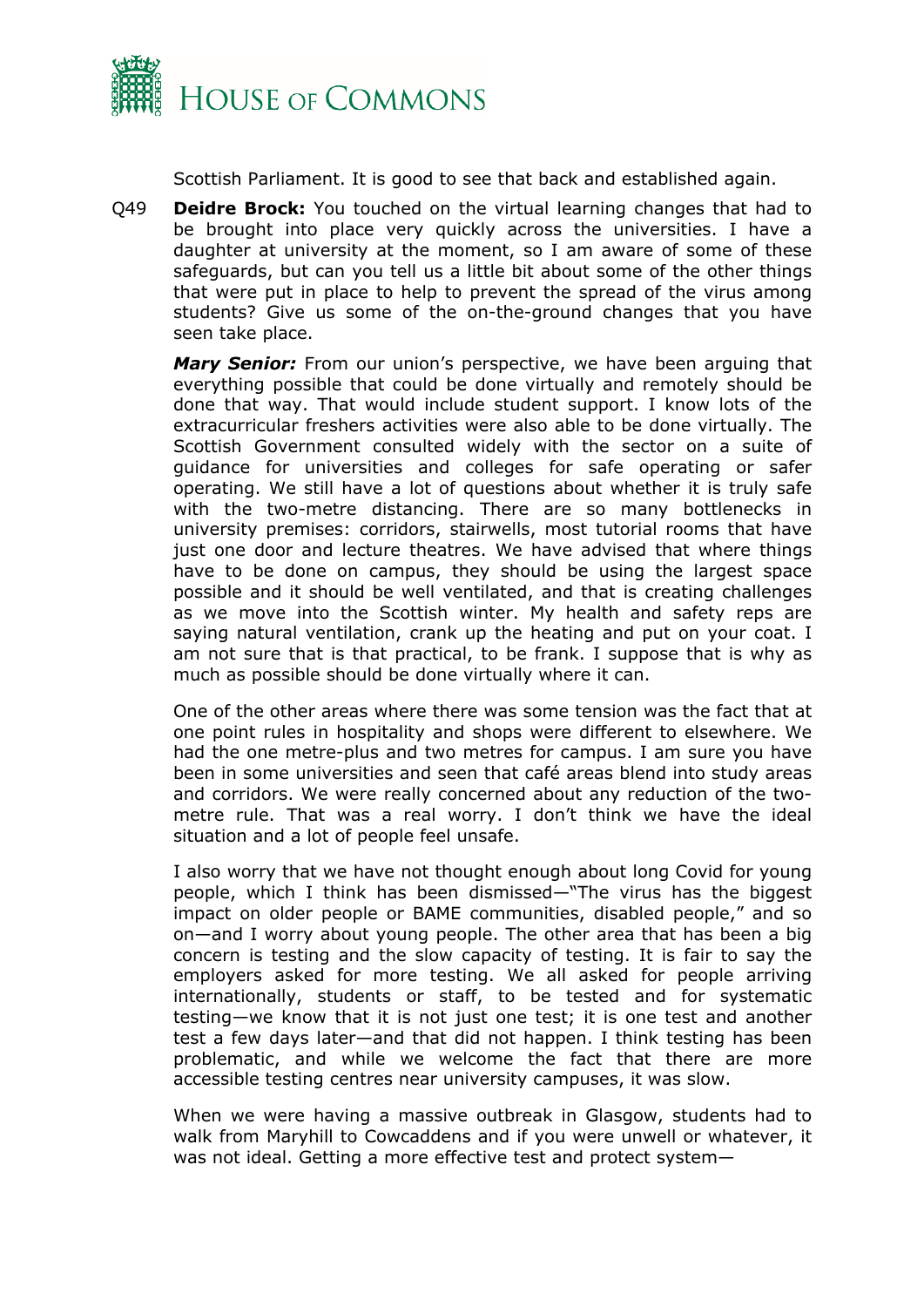Scottish Parliament. It is good to see that back and established again.

Q49 **Deidre Brock:** You touched on the virtual learning changes that had to be brought into place very quickly across the universities. I have a daughter at university at the moment, so I am aware of some of these safeguards, but can you tell us a little bit about some of the other things that were put in place to help to prevent the spread of the virus among students? Give us some of the on-the-ground changes that you have seen take place.

***Mary Senior:*** From our union's perspective, we have been arguing that everything possible that could be done virtually and remotely should be done that way. That would include student support. I know lots of the extracurricular freshers activities were also able to be done virtually. The Scottish Government consulted widely with the sector on a suite of guidance for universities and colleges for safe operating or safer operating. We still have a lot of questions about whether it is truly safe with the two-metre distancing. There are so many bottlenecks in university premises: corridors, stairwells, most tutorial rooms that have just one door and lecture theatres. We have advised that where things have to be done on campus, they should be using the largest space possible and it should be well ventilated, and that is creating challenges as we move into the Scottish winter. My health and safety reps are saying natural ventilation, crank up the heating and put on your coat. I am not sure that is that practical, to be frank. I suppose that is why as much as possible should be done virtually where it can.

One of the other areas where there was some tension was the fact that at one point rules in hospitality and shops were different to elsewhere. We had the one metre-plus and two metres for campus. I am sure you have been in some universities and seen that café areas blend into study areas and corridors. We were really concerned about any reduction of the two-metre rule. That was a real worry. I don't think we have the ideal situation and a lot of people feel unsafe.

I also worry that we have not thought enough about long Covid for young people, which I think has been dismissed—"The virus has the biggest impact on older people or BAME communities, disabled people," and so on—and I worry about young people. The other area that has been a big concern is testing and the slow capacity of testing. It is fair to say the employers asked for more testing. We all asked for people arriving internationally, students or staff, to be tested and for systematic testing—we know that it is not just one test; it is one test and another test a few days later—and that did not happen. I think testing has been problematic, and while we welcome the fact that there are more accessible testing centres near university campuses, it was slow.

When we were having a massive outbreak in Glasgow, students had to walk from Maryhill to Cowcaddens and if you were unwell or whatever, it was not ideal. Getting a more effective test and protect system—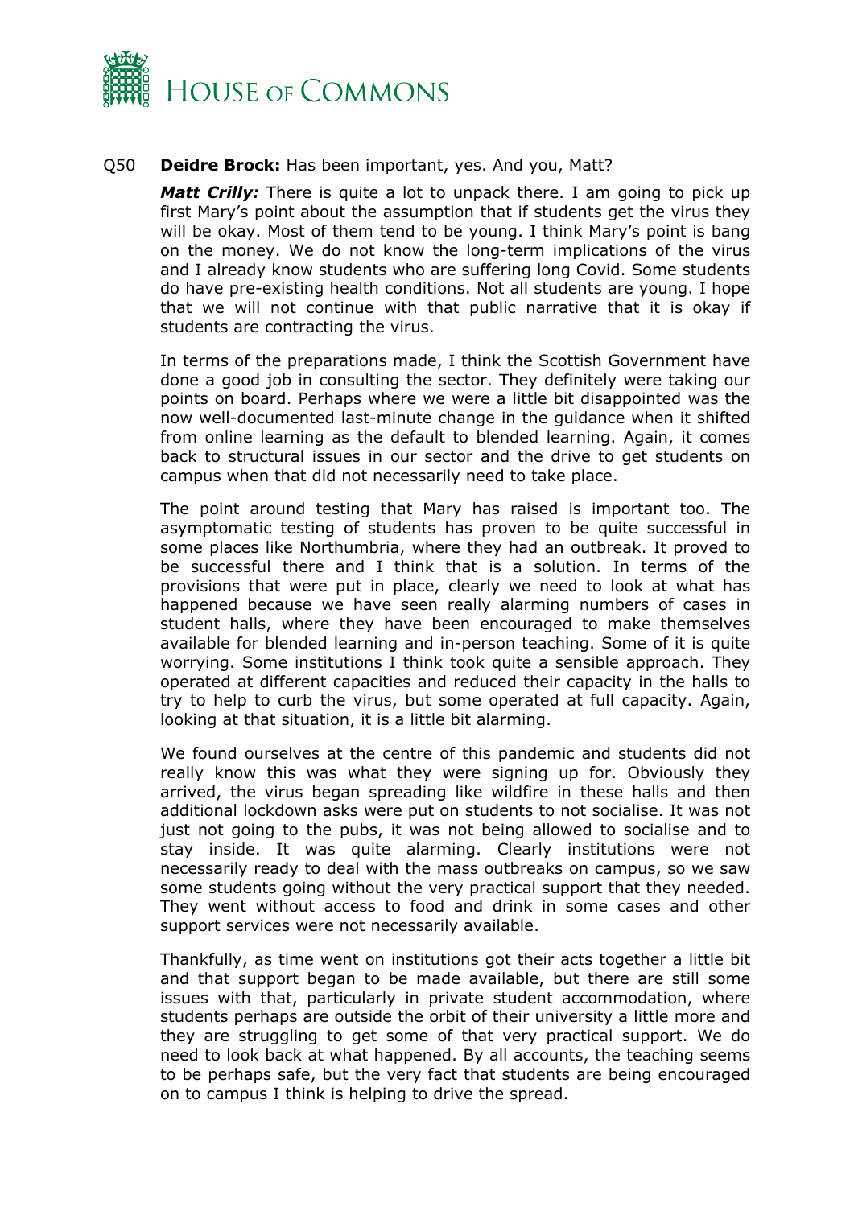Q50 **Deidre Brock:** Has been important, yes. And you, Matt?

***Matt Crilly:*** There is quite a lot to unpack there. I am going to pick up first Mary's point about the assumption that if students get the virus they will be okay. Most of them tend to be young. I think Mary's point is bang on the money. We do not know the long-term implications of the virus and I already know students who are suffering long Covid. Some students do have pre-existing health conditions. Not all students are young. I hope that we will not continue with that public narrative that it is okay if students are contracting the virus.

In terms of the preparations made, I think the Scottish Government have done a good job in consulting the sector. They definitely were taking our points on board. Perhaps where we were a little bit disappointed was the now well-documented last-minute change in the guidance when it shifted from online learning as the default to blended learning. Again, it comes back to structural issues in our sector and the drive to get students on campus when that did not necessarily need to take place.

The point around testing that Mary has raised is important too. The asymptomatic testing of students has proven to be quite successful in some places like Northumbria, where they had an outbreak. It proved to be successful there and I think that is a solution. In terms of the provisions that were put in place, clearly we need to look at what has happened because we have seen really alarming numbers of cases in student halls, where they have been encouraged to make themselves available for blended learning and in-person teaching. Some of it is quite worrying. Some institutions I think took quite a sensible approach. They operated at different capacities and reduced their capacity in the halls to try to help to curb the virus, but some operated at full capacity. Again, looking at that situation, it is a little bit alarming.

We found ourselves at the centre of this pandemic and students did not really know this was what they were signing up for. Obviously they arrived, the virus began spreading like wildfire in these halls and then additional lockdown asks were put on students to not socialise. It was not just not going to the pubs, it was not being allowed to socialise and to stay inside. It was quite alarming. Clearly institutions were not necessarily ready to deal with the mass outbreaks on campus, so we saw some students going without the very practical support that they needed. They went without access to food and drink in some cases and other support services were not necessarily available.

Thankfully, as time went on institutions got their acts together a little bit and that support began to be made available, but there are still some issues with that, particularly in private student accommodation, where students perhaps are outside the orbit of their university a little more and they are struggling to get some of that very practical support. We do need to look back at what happened. By all accounts, the teaching seems to be perhaps safe, but the very fact that students are being encouraged on to campus I think is helping to drive the spread.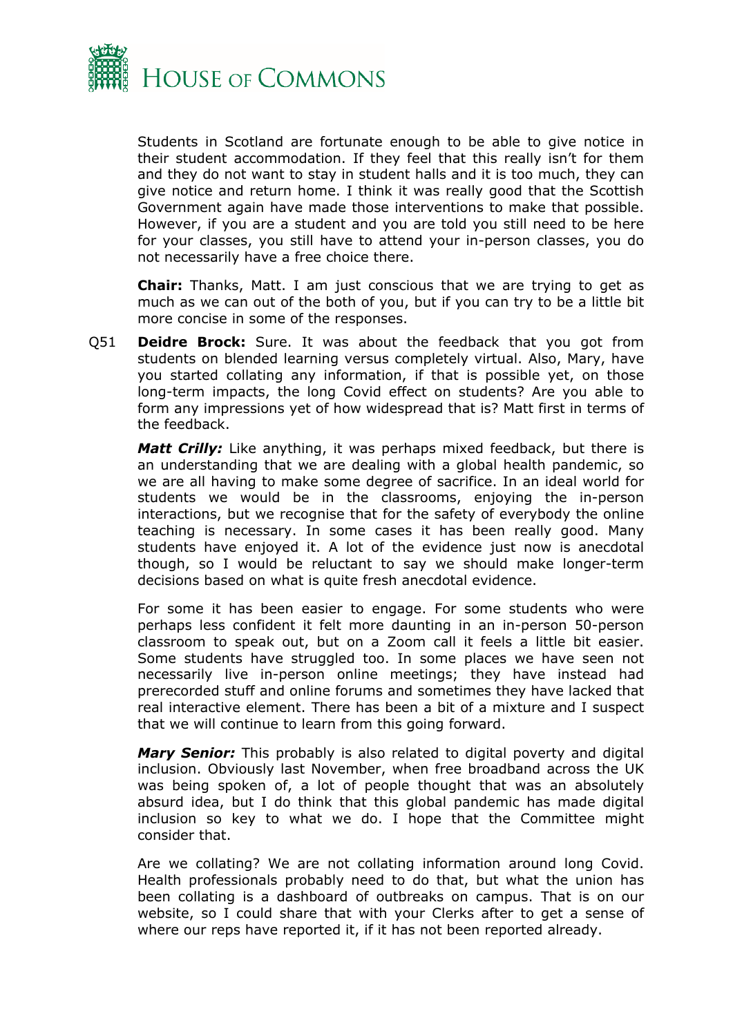Students in Scotland are fortunate enough to be able to give notice in their student accommodation. If they feel that this really isn't for them and they do not want to stay in student halls and it is too much, they can give notice and return home. I think it was really good that the Scottish Government again have made those interventions to make that possible. However, if you are a student and you are told you still need to be here for your classes, you still have to attend your in-person classes, you do not necessarily have a free choice there.

**Chair:** Thanks, Matt. I am just conscious that we are trying to get as much as we can out of the both of you, but if you can try to be a little bit more concise in some of the responses.

Q51 **Deidre Brock:** Sure. It was about the feedback that you got from students on blended learning versus completely virtual. Also, Mary, have you started collating any information, if that is possible yet, on those long-term impacts, the long Covid effect on students? Are you able to form any impressions yet of how widespread that is? Matt first in terms of the feedback.

***Matt Crilly:*** Like anything, it was perhaps mixed feedback, but there is an understanding that we are dealing with a global health pandemic, so we are all having to make some degree of sacrifice. In an ideal world for students we would be in the classrooms, enjoying the in-person interactions, but we recognise that for the safety of everybody the online teaching is necessary. In some cases it has been really good. Many students have enjoyed it. A lot of the evidence just now is anecdotal though, so I would be reluctant to say we should make longer-term decisions based on what is quite fresh anecdotal evidence.

For some it has been easier to engage. For some students who were perhaps less confident it felt more daunting in an in-person 50-person classroom to speak out, but on a Zoom call it feels a little bit easier. Some students have struggled too. In some places we have seen not necessarily live in-person online meetings; they have instead had prerecorded stuff and online forums and sometimes they have lacked that real interactive element. There has been a bit of a mixture and I suspect that we will continue to learn from this going forward.

***Mary Senior:*** This probably is also related to digital poverty and digital inclusion. Obviously last November, when free broadband across the UK was being spoken of, a lot of people thought that was an absolutely absurd idea, but I do think that this global pandemic has made digital inclusion so key to what we do. I hope that the Committee might consider that.

Are we collating? We are not collating information around long Covid. Health professionals probably need to do that, but what the union has been collating is a dashboard of outbreaks on campus. That is on our website, so I could share that with your Clerks after to get a sense of where our reps have reported it, if it has not been reported already.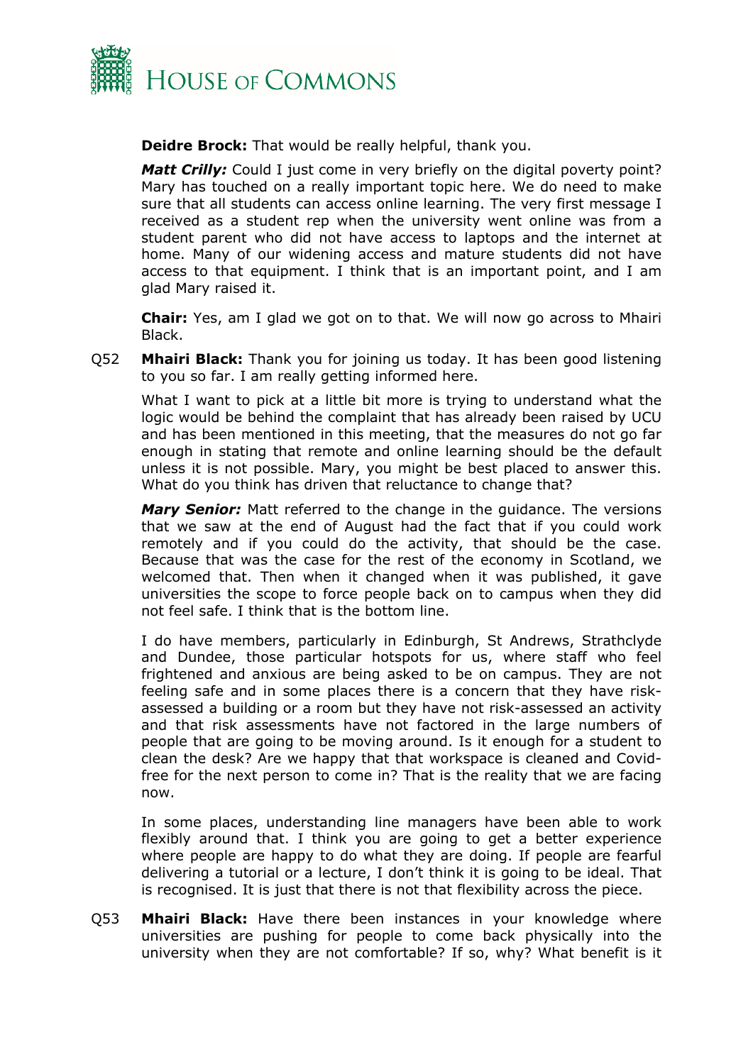**Deidre Brock:** That would be really helpful, thank you.

***Matt Crilly:*** Could I just come in very briefly on the digital poverty point? Mary has touched on a really important topic here. We do need to make sure that all students can access online learning. The very first message I received as a student rep when the university went online was from a student parent who did not have access to laptops and the internet at home. Many of our widening access and mature students did not have access to that equipment. I think that is an important point, and I am glad Mary raised it.

**Chair:** Yes, am I glad we got on to that. We will now go across to Mhairi Black.

Q52 **Mhairi Black:** Thank you for joining us today. It has been good listening to you so far. I am really getting informed here.

What I want to pick at a little bit more is trying to understand what the logic would be behind the complaint that has already been raised by UCU and has been mentioned in this meeting, that the measures do not go far enough in stating that remote and online learning should be the default unless it is not possible. Mary, you might be best placed to answer this. What do you think has driven that reluctance to change that?

***Mary Senior:*** Matt referred to the change in the guidance. The versions that we saw at the end of August had the fact that if you could work remotely and if you could do the activity, that should be the case. Because that was the case for the rest of the economy in Scotland, we welcomed that. Then when it changed when it was published, it gave universities the scope to force people back on to campus when they did not feel safe. I think that is the bottom line.

I do have members, particularly in Edinburgh, St Andrews, Strathclyde and Dundee, those particular hotspots for us, where staff who feel frightened and anxious are being asked to be on campus. They are not feeling safe and in some places there is a concern that they have risk-assessed a building or a room but they have not risk-assessed an activity and that risk assessments have not factored in the large numbers of people that are going to be moving around. Is it enough for a student to clean the desk? Are we happy that that workspace is cleaned and Covid-free for the next person to come in? That is the reality that we are facing now.

In some places, understanding line managers have been able to work flexibly around that. I think you are going to get a better experience where people are happy to do what they are doing. If people are fearful delivering a tutorial or a lecture, I don't think it is going to be ideal. That is recognised. It is just that there is not that flexibility across the piece.

Q53 **Mhairi Black:** Have there been instances in your knowledge where universities are pushing for people to come back physically into the university when they are not comfortable? If so, why? What benefit is it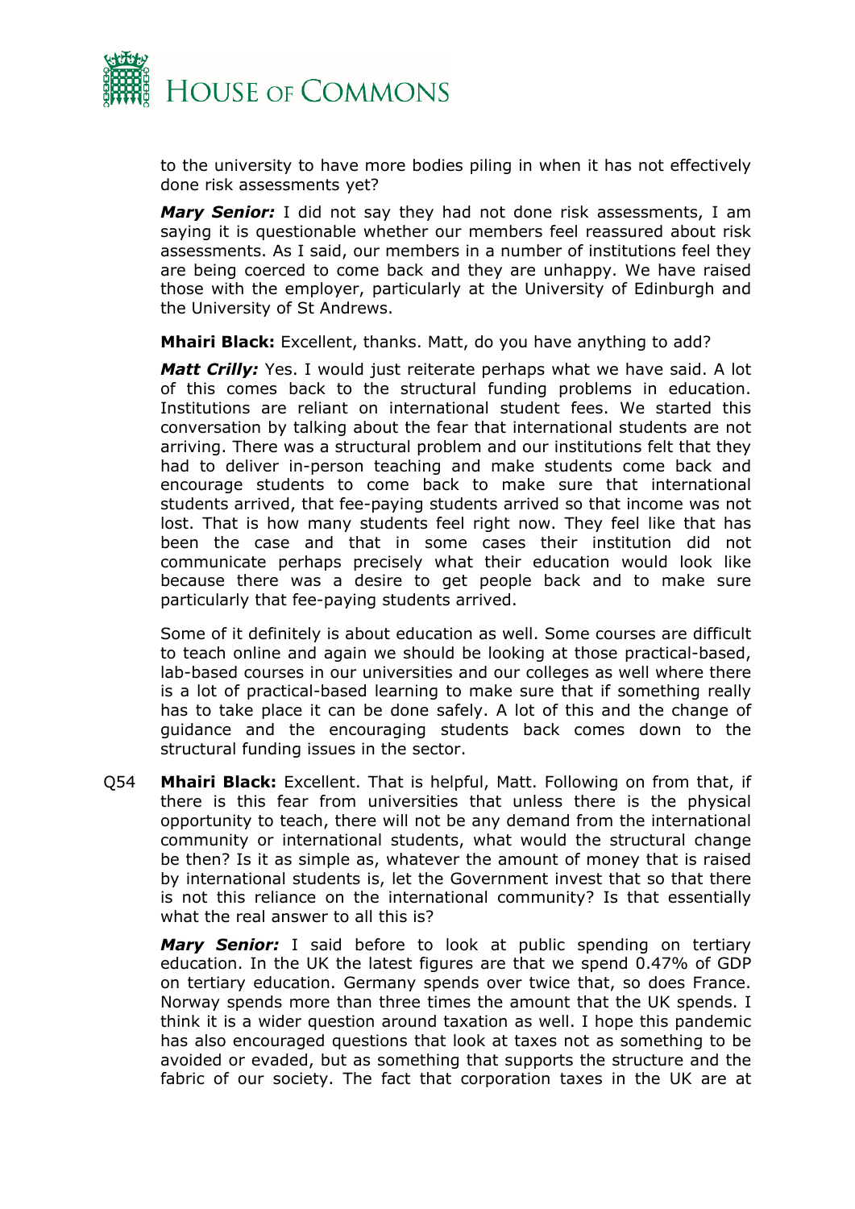to the university to have more bodies piling in when it has not effectively done risk assessments yet?

***Mary Senior:*** I did not say they had not done risk assessments, I am saying it is questionable whether our members feel reassured about risk assessments. As I said, our members in a number of institutions feel they are being coerced to come back and they are unhappy. We have raised those with the employer, particularly at the University of Edinburgh and the University of St Andrews.

**Mhairi Black:** Excellent, thanks. Matt, do you have anything to add?

***Matt Crilly:*** Yes. I would just reiterate perhaps what we have said. A lot of this comes back to the structural funding problems in education. Institutions are reliant on international student fees. We started this conversation by talking about the fear that international students are not arriving. There was a structural problem and our institutions felt that they had to deliver in-person teaching and make students come back and encourage students to come back to make sure that international students arrived, that fee-paying students arrived so that income was not lost. That is how many students feel right now. They feel like that has been the case and that in some cases their institution did not communicate perhaps precisely what their education would look like because there was a desire to get people back and to make sure particularly that fee-paying students arrived.

Some of it definitely is about education as well. Some courses are difficult to teach online and again we should be looking at those practical-based, lab-based courses in our universities and our colleges as well where there is a lot of practical-based learning to make sure that if something really has to take place it can be done safely. A lot of this and the change of guidance and the encouraging students back comes down to the structural funding issues in the sector.

Q54 **Mhairi Black:** Excellent. That is helpful, Matt. Following on from that, if there is this fear from universities that unless there is the physical opportunity to teach, there will not be any demand from the international community or international students, what would the structural change be then? Is it as simple as, whatever the amount of money that is raised by international students is, let the Government invest that so that there is not this reliance on the international community? Is that essentially what the real answer to all this is?

***Mary Senior:*** I said before to look at public spending on tertiary education. In the UK the latest figures are that we spend 0.47% of GDP on tertiary education. Germany spends over twice that, so does France. Norway spends more than three times the amount that the UK spends. I think it is a wider question around taxation as well. I hope this pandemic has also encouraged questions that look at taxes not as something to be avoided or evaded, but as something that supports the structure and the fabric of our society. The fact that corporation taxes in the UK are at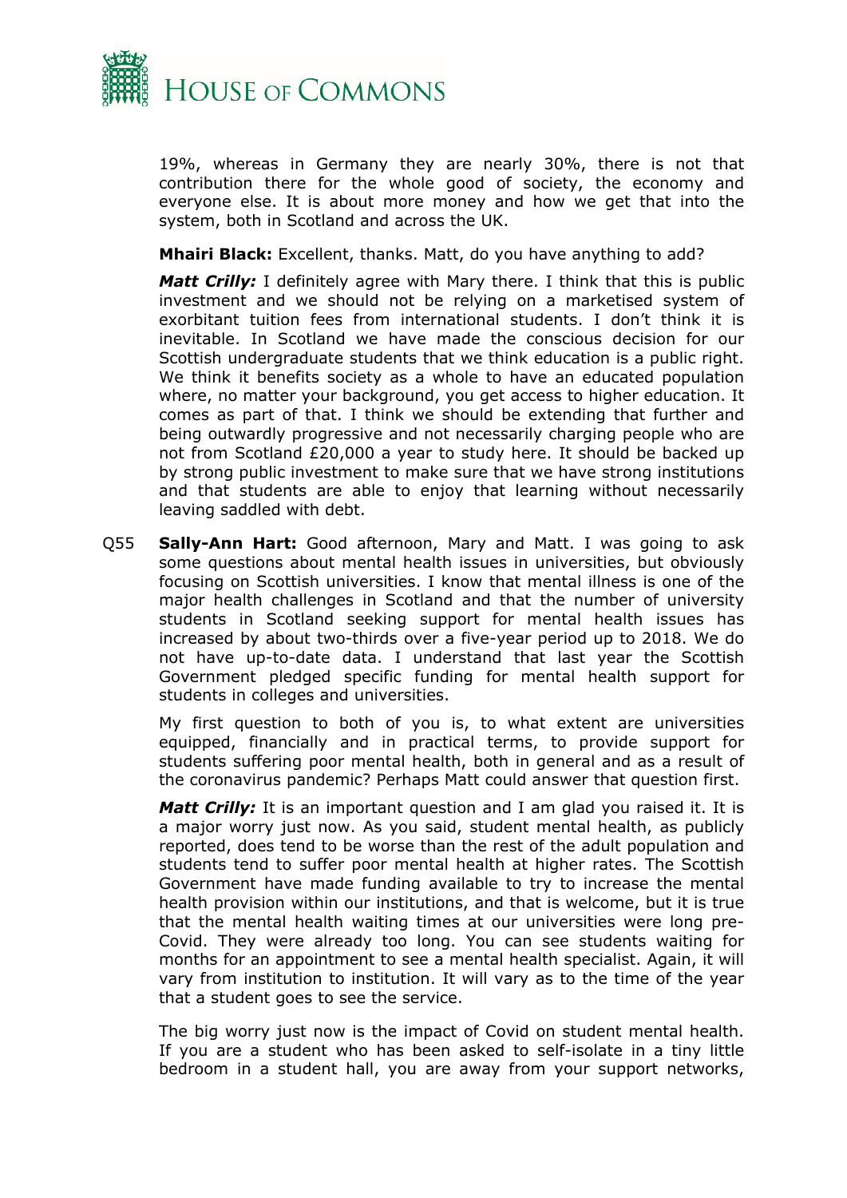19%, whereas in Germany they are nearly 30%, there is not that contribution there for the whole good of society, the economy and everyone else. It is about more money and how we get that into the system, both in Scotland and across the UK.

**Mhairi Black:** Excellent, thanks. Matt, do you have anything to add?

***Matt Crilly:*** I definitely agree with Mary there. I think that this is public investment and we should not be relying on a marketised system of exorbitant tuition fees from international students. I don't think it is inevitable. In Scotland we have made the conscious decision for our Scottish undergraduate students that we think education is a public right. We think it benefits society as a whole to have an educated population where, no matter your background, you get access to higher education. It comes as part of that. I think we should be extending that further and being outwardly progressive and not necessarily charging people who are not from Scotland £20,000 a year to study here. It should be backed up by strong public investment to make sure that we have strong institutions and that students are able to enjoy that learning without necessarily leaving saddled with debt.

Q55 **Sally-Ann Hart:** Good afternoon, Mary and Matt. I was going to ask some questions about mental health issues in universities, but obviously focusing on Scottish universities. I know that mental illness is one of the major health challenges in Scotland and that the number of university students in Scotland seeking support for mental health issues has increased by about two-thirds over a five-year period up to 2018. We do not have up-to-date data. I understand that last year the Scottish Government pledged specific funding for mental health support for students in colleges and universities.

My first question to both of you is, to what extent are universities equipped, financially and in practical terms, to provide support for students suffering poor mental health, both in general and as a result of the coronavirus pandemic? Perhaps Matt could answer that question first.

***Matt Crilly:*** It is an important question and I am glad you raised it. It is a major worry just now. As you said, student mental health, as publicly reported, does tend to be worse than the rest of the adult population and students tend to suffer poor mental health at higher rates. The Scottish Government have made funding available to try to increase the mental health provision within our institutions, and that is welcome, but it is true that the mental health waiting times at our universities were long pre-Covid. They were already too long. You can see students waiting for months for an appointment to see a mental health specialist. Again, it will vary from institution to institution. It will vary as to the time of the year that a student goes to see the service.

The big worry just now is the impact of Covid on student mental health. If you are a student who has been asked to self-isolate in a tiny little bedroom in a student hall, you are away from your support networks,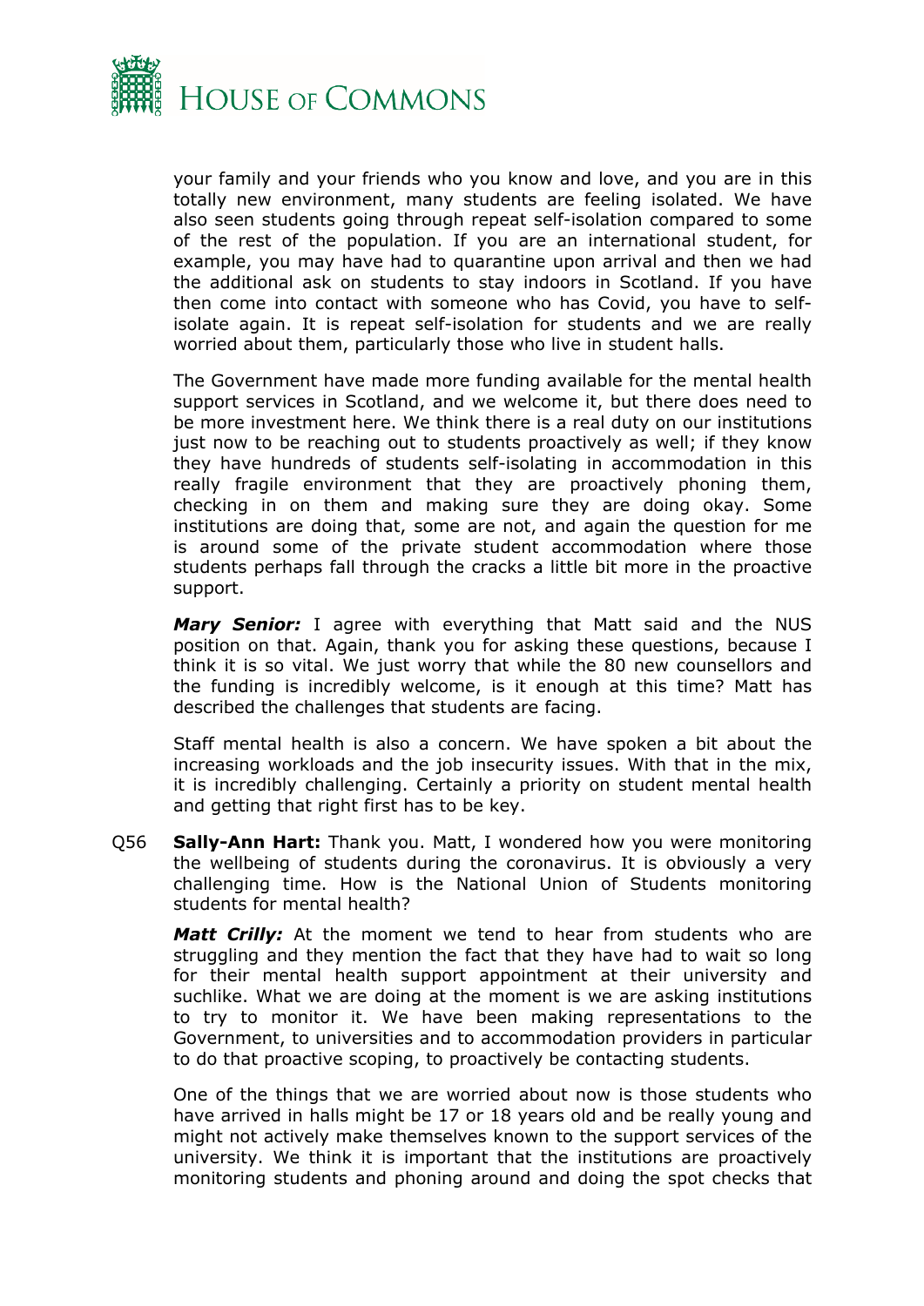your family and your friends who you know and love, and you are in this totally new environment, many students are feeling isolated. We have also seen students going through repeat self-isolation compared to some of the rest of the population. If you are an international student, for example, you may have had to quarantine upon arrival and then we had the additional ask on students to stay indoors in Scotland. If you have then come into contact with someone who has Covid, you have to self-isolate again. It is repeat self-isolation for students and we are really worried about them, particularly those who live in student halls.

The Government have made more funding available for the mental health support services in Scotland, and we welcome it, but there does need to be more investment here. We think there is a real duty on our institutions just now to be reaching out to students proactively as well; if they know they have hundreds of students self-isolating in accommodation in this really fragile environment that they are proactively phoning them, checking in on them and making sure they are doing okay. Some institutions are doing that, some are not, and again the question for me is around some of the private student accommodation where those students perhaps fall through the cracks a little bit more in the proactive support.

***Mary Senior:*** I agree with everything that Matt said and the NUS position on that. Again, thank you for asking these questions, because I think it is so vital. We just worry that while the 80 new counsellors and the funding is incredibly welcome, is it enough at this time? Matt has described the challenges that students are facing.

Staff mental health is also a concern. We have spoken a bit about the increasing workloads and the job insecurity issues. With that in the mix, it is incredibly challenging. Certainly a priority on student mental health and getting that right first has to be key.

Q56 **Sally-Ann Hart:** Thank you. Matt, I wondered how you were monitoring the wellbeing of students during the coronavirus. It is obviously a very challenging time. How is the National Union of Students monitoring students for mental health?

***Matt Crilly:*** At the moment we tend to hear from students who are struggling and they mention the fact that they have had to wait so long for their mental health support appointment at their university and suchlike. What we are doing at the moment is we are asking institutions to try to monitor it. We have been making representations to the Government, to universities and to accommodation providers in particular to do that proactive scoping, to proactively be contacting students.

One of the things that we are worried about now is those students who have arrived in halls might be 17 or 18 years old and be really young and might not actively make themselves known to the support services of the university. We think it is important that the institutions are proactively monitoring students and phoning around and doing the spot checks that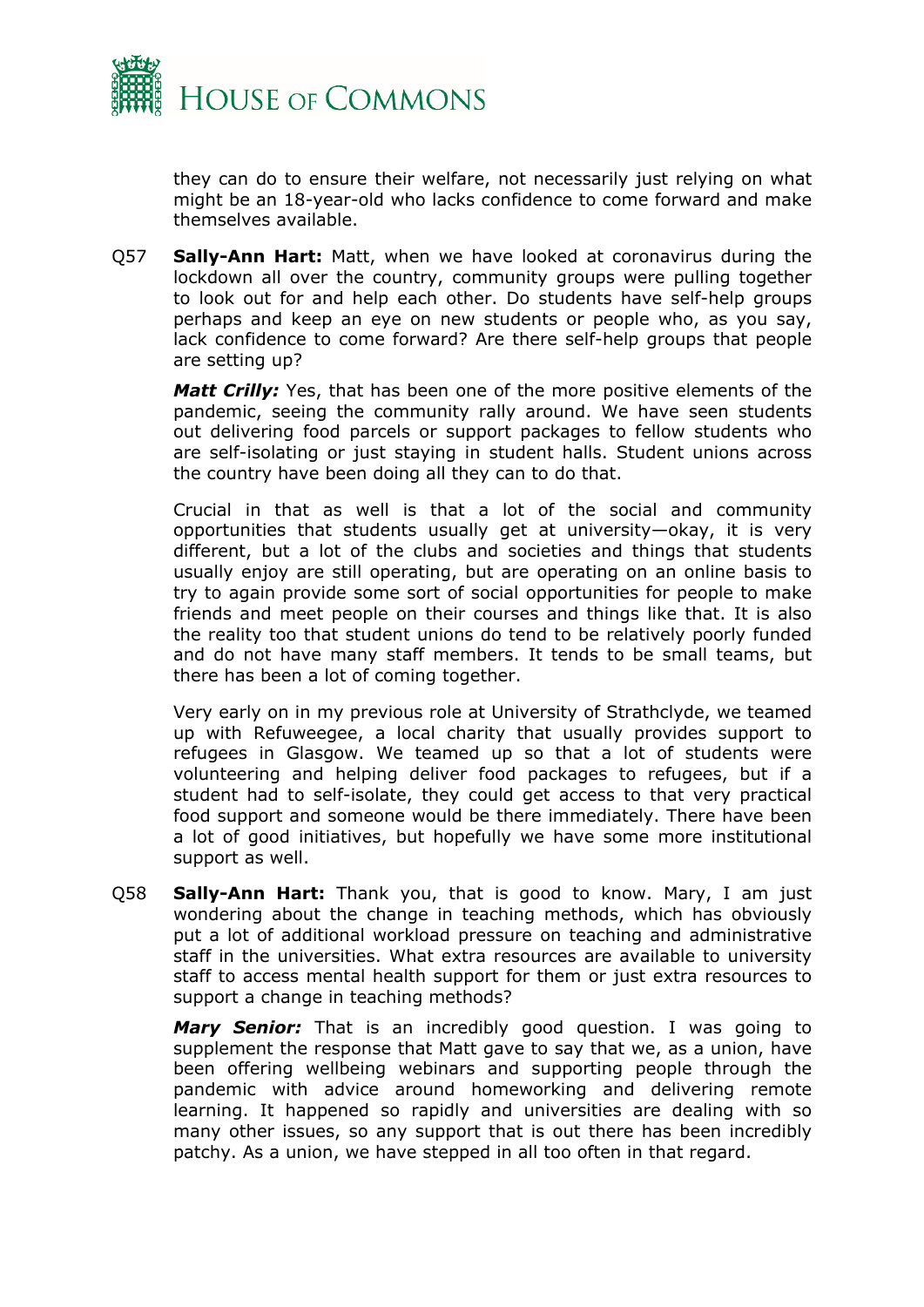they can do to ensure their welfare, not necessarily just relying on what might be an 18-year-old who lacks confidence to come forward and make themselves available.

Q57 **Sally-Ann Hart:** Matt, when we have looked at coronavirus during the lockdown all over the country, community groups were pulling together to look out for and help each other. Do students have self-help groups perhaps and keep an eye on new students or people who, as you say, lack confidence to come forward? Are there self-help groups that people are setting up?

***Matt Crilly:*** Yes, that has been one of the more positive elements of the pandemic, seeing the community rally around. We have seen students out delivering food parcels or support packages to fellow students who are self-isolating or just staying in student halls. Student unions across the country have been doing all they can to do that.

Crucial in that as well is that a lot of the social and community opportunities that students usually get at university—okay, it is very different, but a lot of the clubs and societies and things that students usually enjoy are still operating, but are operating on an online basis to try to again provide some sort of social opportunities for people to make friends and meet people on their courses and things like that. It is also the reality too that student unions do tend to be relatively poorly funded and do not have many staff members. It tends to be small teams, but there has been a lot of coming together.

Very early on in my previous role at University of Strathclyde, we teamed up with Refuweegee, a local charity that usually provides support to refugees in Glasgow. We teamed up so that a lot of students were volunteering and helping deliver food packages to refugees, but if a student had to self-isolate, they could get access to that very practical food support and someone would be there immediately. There have been a lot of good initiatives, but hopefully we have some more institutional support as well.

Q58 **Sally-Ann Hart:** Thank you, that is good to know. Mary, I am just wondering about the change in teaching methods, which has obviously put a lot of additional workload pressure on teaching and administrative staff in the universities. What extra resources are available to university staff to access mental health support for them or just extra resources to support a change in teaching methods?

***Mary Senior:*** That is an incredibly good question. I was going to supplement the response that Matt gave to say that we, as a union, have been offering wellbeing webinars and supporting people through the pandemic with advice around homeworking and delivering remote learning. It happened so rapidly and universities are dealing with so many other issues, so any support that is out there has been incredibly patchy. As a union, we have stepped in all too often in that regard.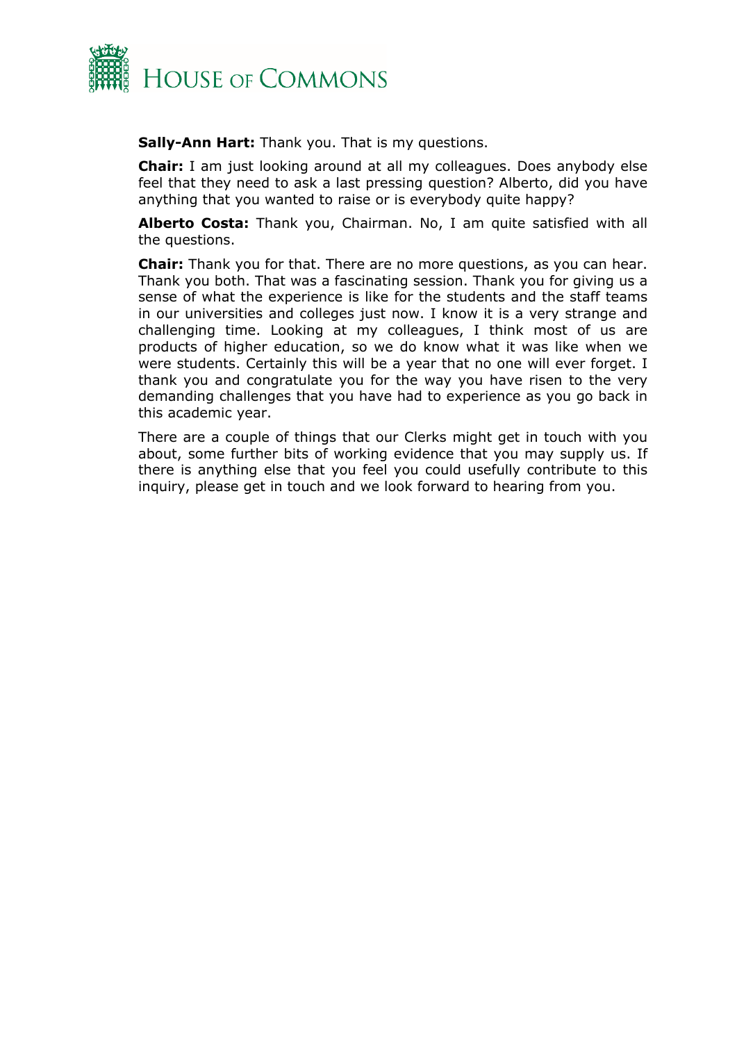**Sally-Ann Hart:** Thank you. That is my questions.

**Chair:** I am just looking around at all my colleagues. Does anybody else feel that they need to ask a last pressing question? Alberto, did you have anything that you wanted to raise or is everybody quite happy?

**Alberto Costa:** Thank you, Chairman. No, I am quite satisfied with all the questions.

**Chair:** Thank you for that. There are no more questions, as you can hear. Thank you both. That was a fascinating session. Thank you for giving us a sense of what the experience is like for the students and the staff teams in our universities and colleges just now. I know it is a very strange and challenging time. Looking at my colleagues, I think most of us are products of higher education, so we do know what it was like when we were students. Certainly this will be a year that no one will ever forget. I thank you and congratulate you for the way you have risen to the very demanding challenges that you have had to experience as you go back in this academic year.

There are a couple of things that our Clerks might get in touch with you about, some further bits of working evidence that you may supply us. If there is anything else that you feel you could usefully contribute to this inquiry, please get in touch and we look forward to hearing from you.